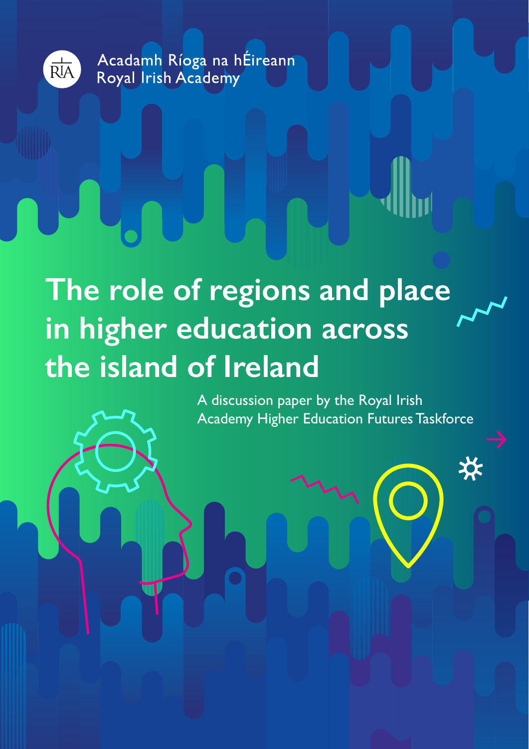Acadamh Ríoga na hÉireann
Royal Irish Academy

# The role of regions and place in higher education across the island of Ireland

A discussion paper by the Royal Irish Academy Higher Education Futures Taskforce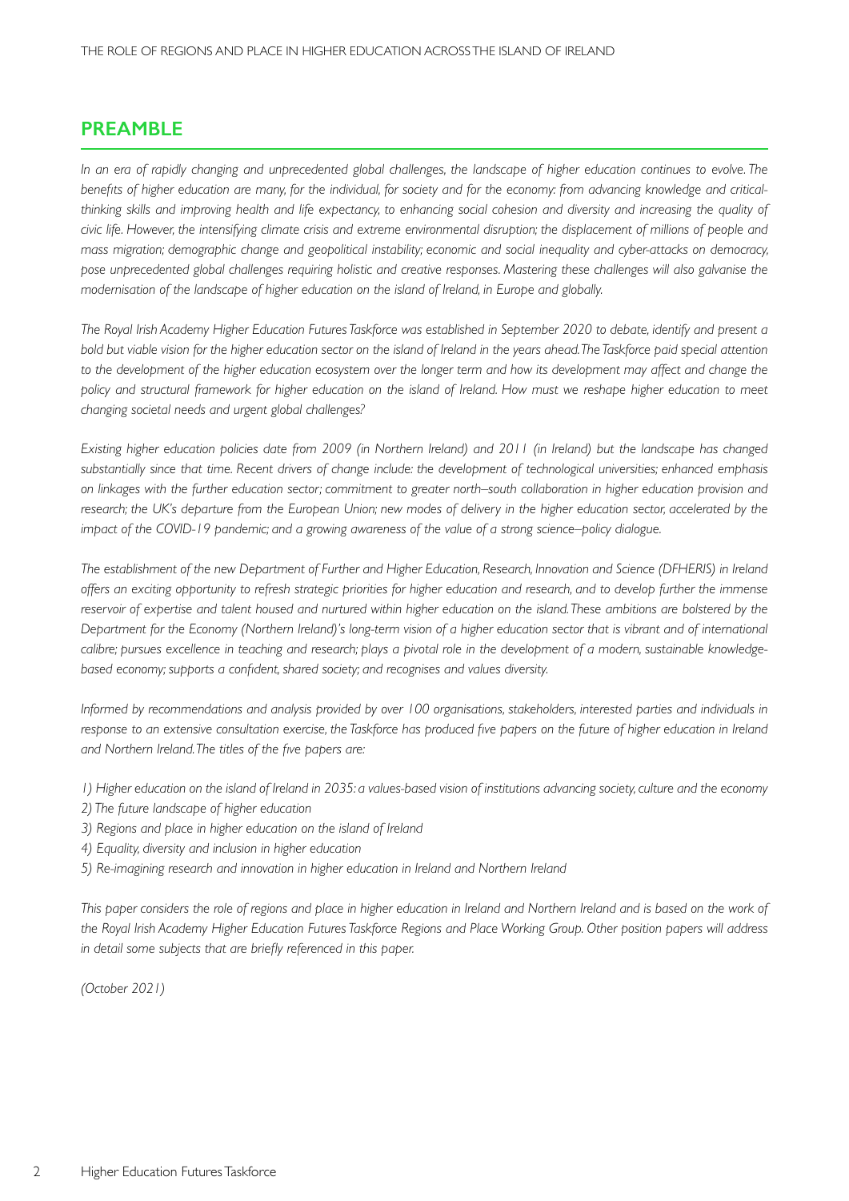## PREAMBLE

*In an era of rapidly changing and unprecedented global challenges, the landscape of higher education continues to evolve. The benefits of higher education are many, for the individual, for society and for the economy: from advancing knowledge and critical-thinking skills and improving health and life expectancy, to enhancing social cohesion and diversity and increasing the quality of civic life. However, the intensifying climate crisis and extreme environmental disruption; the displacement of millions of people and mass migration; demographic change and geopolitical instability; economic and social inequality and cyber-attacks on democracy, pose unprecedented global challenges requiring holistic and creative responses. Mastering these challenges will also galvanise the modernisation of the landscape of higher education on the island of Ireland, in Europe and globally.*

*The Royal Irish Academy Higher Education Futures Taskforce was established in September 2020 to debate, identify and present a bold but viable vision for the higher education sector on the island of Ireland in the years ahead. The Taskforce paid special attention to the development of the higher education ecosystem over the longer term and how its development may affect and change the policy and structural framework for higher education on the island of Ireland. How must we reshape higher education to meet changing societal needs and urgent global challenges?*

*Existing higher education policies date from 2009 (in Northern Ireland) and 2011 (in Ireland) but the landscape has changed substantially since that time. Recent drivers of change include: the development of technological universities; enhanced emphasis on linkages with the further education sector; commitment to greater north–south collaboration in higher education provision and research; the UK's departure from the European Union; new modes of delivery in the higher education sector, accelerated by the impact of the COVID-19 pandemic; and a growing awareness of the value of a strong science–policy dialogue.*

*The establishment of the new Department of Further and Higher Education, Research, Innovation and Science (DFHERIS) in Ireland offers an exciting opportunity to refresh strategic priorities for higher education and research, and to develop further the immense reservoir of expertise and talent housed and nurtured within higher education on the island. These ambitions are bolstered by the Department for the Economy (Northern Ireland)'s long-term vision of a higher education sector that is vibrant and of international calibre; pursues excellence in teaching and research; plays a pivotal role in the development of a modern, sustainable knowledge-based economy; supports a confident, shared society; and recognises and values diversity.*

*Informed by recommendations and analysis provided by over 100 organisations, stakeholders, interested parties and individuals in response to an extensive consultation exercise, the Taskforce has produced five papers on the future of higher education in Ireland and Northern Ireland. The titles of the five papers are:*

*1) Higher education on the island of Ireland in 2035: a values-based vision of institutions advancing society, culture and the economy*
*2) The future landscape of higher education*
*3) Regions and place in higher education on the island of Ireland*
*4) Equality, diversity and inclusion in higher education*
*5) Re-imagining research and innovation in higher education in Ireland and Northern Ireland*

*This paper considers the role of regions and place in higher education in Ireland and Northern Ireland and is based on the work of the Royal Irish Academy Higher Education Futures Taskforce Regions and Place Working Group. Other position papers will address in detail some subjects that are briefly referenced in this paper.*

*(October 2021)*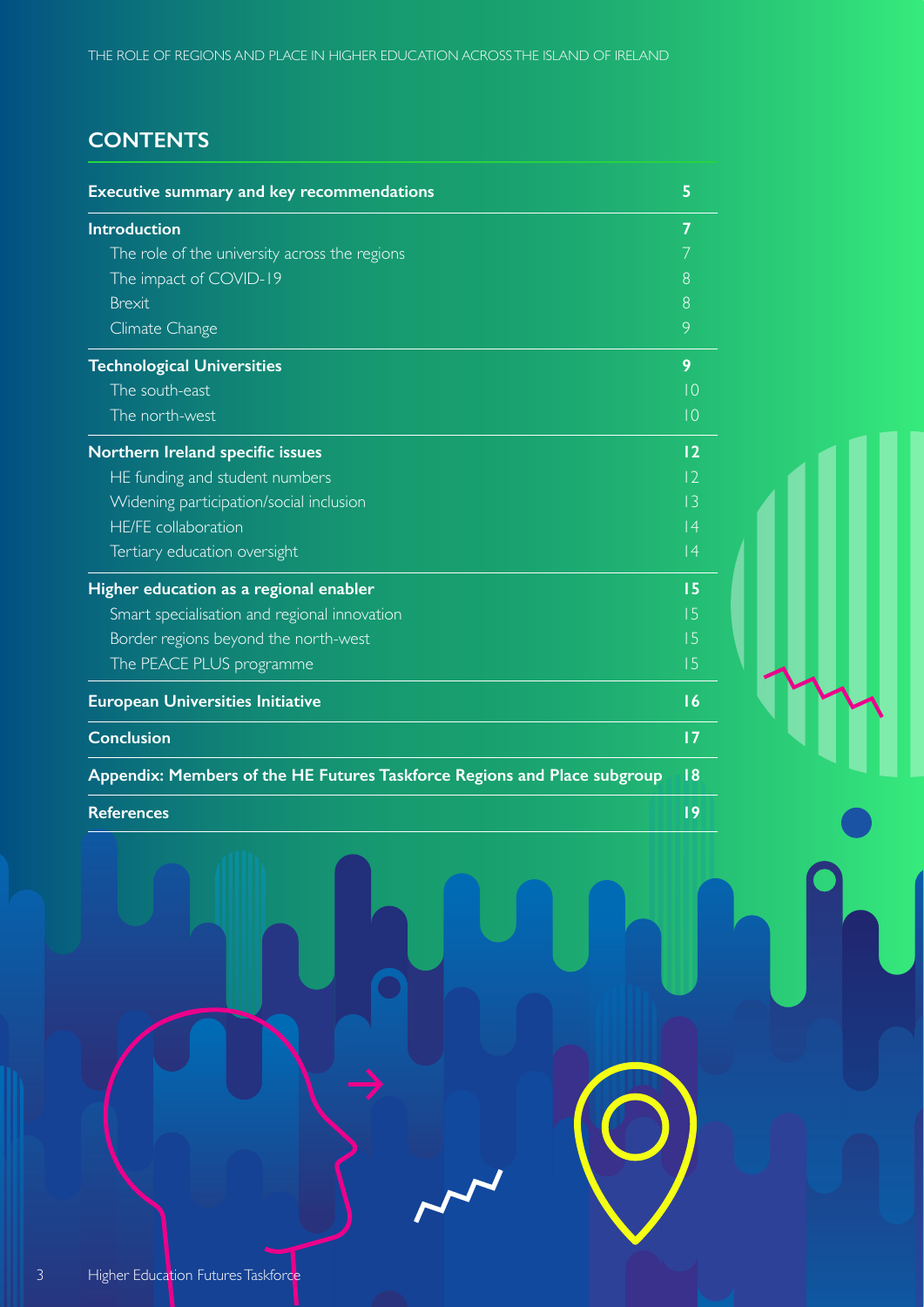## CONTENTS

| | |
|---|---|
| **Executive summary and key recommendations** | **5** |
| **Introduction** | **7** |
| The role of the university across the regions | 7 |
| The impact of COVID-19 | 8 |
| Brexit | 8 |
| Climate Change | 9 |
| **Technological Universities** | **9** |
| The south-east | 10 |
| The north-west | 10 |
| **Northern Ireland specific issues** | **12** |
| HE funding and student numbers | 12 |
| Widening participation/social inclusion | 13 |
| HE/FE collaboration | 14 |
| Tertiary education oversight | 14 |
| **Higher education as a regional enabler** | **15** |
| Smart specialisation and regional innovation | 15 |
| Border regions beyond the north-west | 15 |
| The PEACE PLUS programme | 15 |
| **European Universities Initiative** | **16** |
| **Conclusion** | **17** |
| **Appendix: Members of the HE Futures Taskforce Regions and Place subgroup** | **18** |
| **References** | **19** |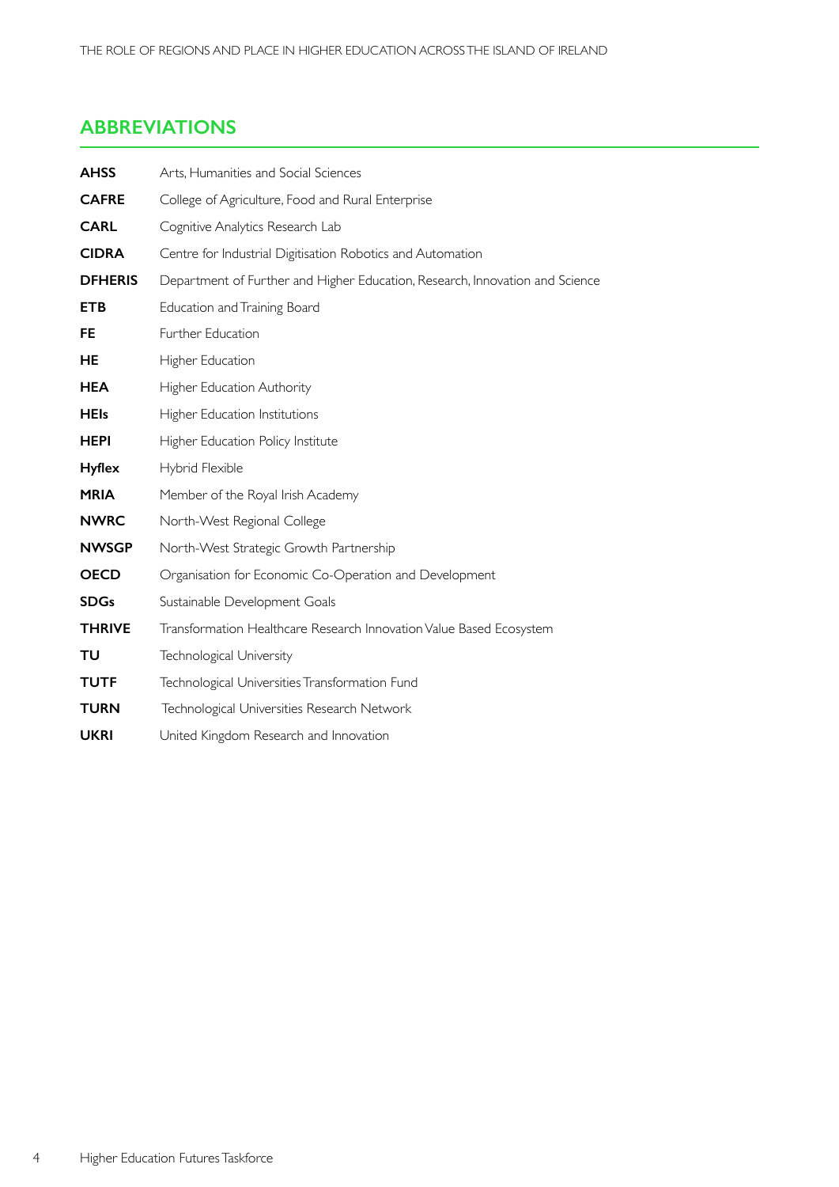## ABBREVIATIONS

| | |
|---|---|
| **AHSS** | Arts, Humanities and Social Sciences |
| **CAFRE** | College of Agriculture, Food and Rural Enterprise |
| **CARL** | Cognitive Analytics Research Lab |
| **CIDRA** | Centre for Industrial Digitisation Robotics and Automation |
| **DFHERIS** | Department of Further and Higher Education, Research, Innovation and Science |
| **ETB** | Education and Training Board |
| **FE** | Further Education |
| **HE** | Higher Education |
| **HEA** | Higher Education Authority |
| **HEIs** | Higher Education Institutions |
| **HEPI** | Higher Education Policy Institute |
| **Hyflex** | Hybrid Flexible |
| **MRIA** | Member of the Royal Irish Academy |
| **NWRC** | North-West Regional College |
| **NWSGP** | North-West Strategic Growth Partnership |
| **OECD** | Organisation for Economic Co-Operation and Development |
| **SDGs** | Sustainable Development Goals |
| **THRIVE** | Transformation Healthcare Research Innovation Value Based Ecosystem |
| **TU** | Technological University |
| **TUTF** | Technological Universities Transformation Fund |
| **TURN** | Technological Universities Research Network |
| **UKRI** | United Kingdom Research and Innovation |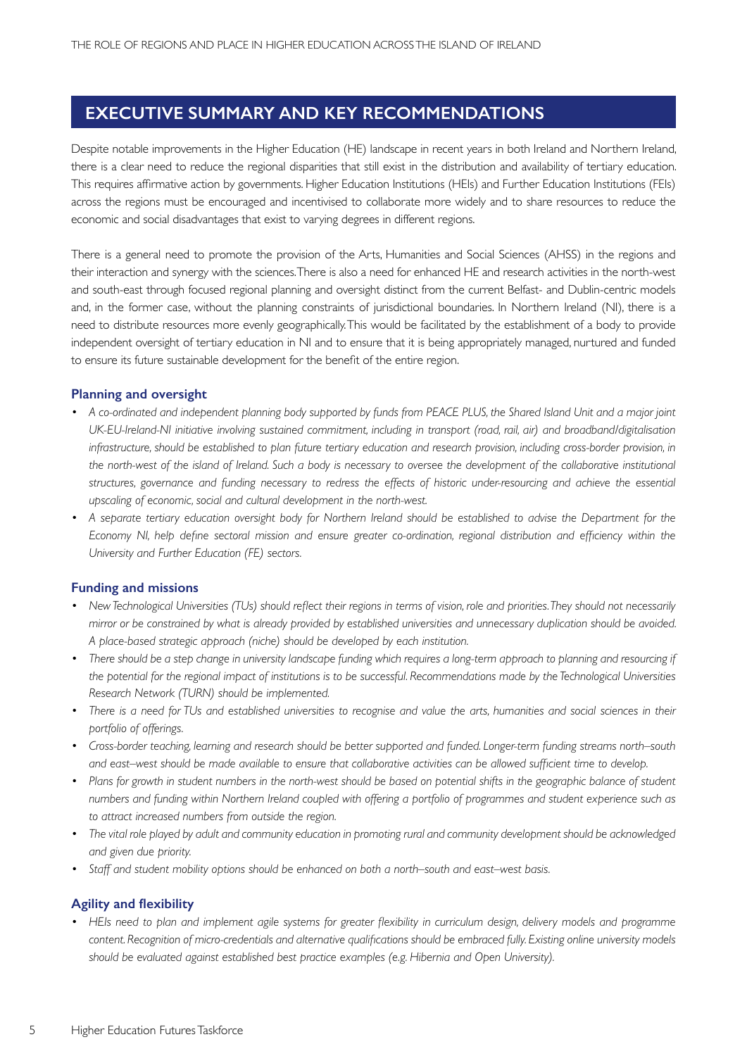## EXECUTIVE SUMMARY AND KEY RECOMMENDATIONS

Despite notable improvements in the Higher Education (HE) landscape in recent years in both Ireland and Northern Ireland, there is a clear need to reduce the regional disparities that still exist in the distribution and availability of tertiary education. This requires affirmative action by governments. Higher Education Institutions (HEIs) and Further Education Institutions (FEIs) across the regions must be encouraged and incentivised to collaborate more widely and to share resources to reduce the economic and social disadvantages that exist to varying degrees in different regions.

There is a general need to promote the provision of the Arts, Humanities and Social Sciences (AHSS) in the regions and their interaction and synergy with the sciences. There is also a need for enhanced HE and research activities in the north-west and south-east through focused regional planning and oversight distinct from the current Belfast- and Dublin-centric models and, in the former case, without the planning constraints of jurisdictional boundaries. In Northern Ireland (NI), there is a need to distribute resources more evenly geographically. This would be facilitated by the establishment of a body to provide independent oversight of tertiary education in NI and to ensure that it is being appropriately managed, nurtured and funded to ensure its future sustainable development for the benefit of the entire region.

### Planning and oversight

- *A co-ordinated and independent planning body supported by funds from PEACE PLUS, the Shared Island Unit and a major joint UK-EU-Ireland-NI initiative involving sustained commitment, including in transport (road, rail, air) and broadband/digitalisation infrastructure, should be established to plan future tertiary education and research provision, including cross-border provision, in the north-west of the island of Ireland. Such a body is necessary to oversee the development of the collaborative institutional structures, governance and funding necessary to redress the effects of historic under-resourcing and achieve the essential upscaling of economic, social and cultural development in the north-west.*
- *A separate tertiary education oversight body for Northern Ireland should be established to advise the Department for the Economy NI, help define sectoral mission and ensure greater co-ordination, regional distribution and efficiency within the University and Further Education (FE) sectors.*

### Funding and missions

- *New Technological Universities (TUs) should reflect their regions in terms of vision, role and priorities. They should not necessarily mirror or be constrained by what is already provided by established universities and unnecessary duplication should be avoided. A place-based strategic approach (niche) should be developed by each institution.*
- *There should be a step change in university landscape funding which requires a long-term approach to planning and resourcing if the potential for the regional impact of institutions is to be successful. Recommendations made by the Technological Universities Research Network (TURN) should be implemented.*
- *There is a need for TUs and established universities to recognise and value the arts, humanities and social sciences in their portfolio of offerings.*
- *Cross-border teaching, learning and research should be better supported and funded. Longer-term funding streams north–south and east–west should be made available to ensure that collaborative activities can be allowed sufficient time to develop.*
- *Plans for growth in student numbers in the north-west should be based on potential shifts in the geographic balance of student numbers and funding within Northern Ireland coupled with offering a portfolio of programmes and student experience such as to attract increased numbers from outside the region.*
- *The vital role played by adult and community education in promoting rural and community development should be acknowledged and given due priority.*
- *Staff and student mobility options should be enhanced on both a north–south and east–west basis.*

### Agility and flexibility

- *HEIs need to plan and implement agile systems for greater flexibility in curriculum design, delivery models and programme content. Recognition of micro-credentials and alternative qualifications should be embraced fully. Existing online university models should be evaluated against established best practice examples (e.g. Hibernia and Open University).*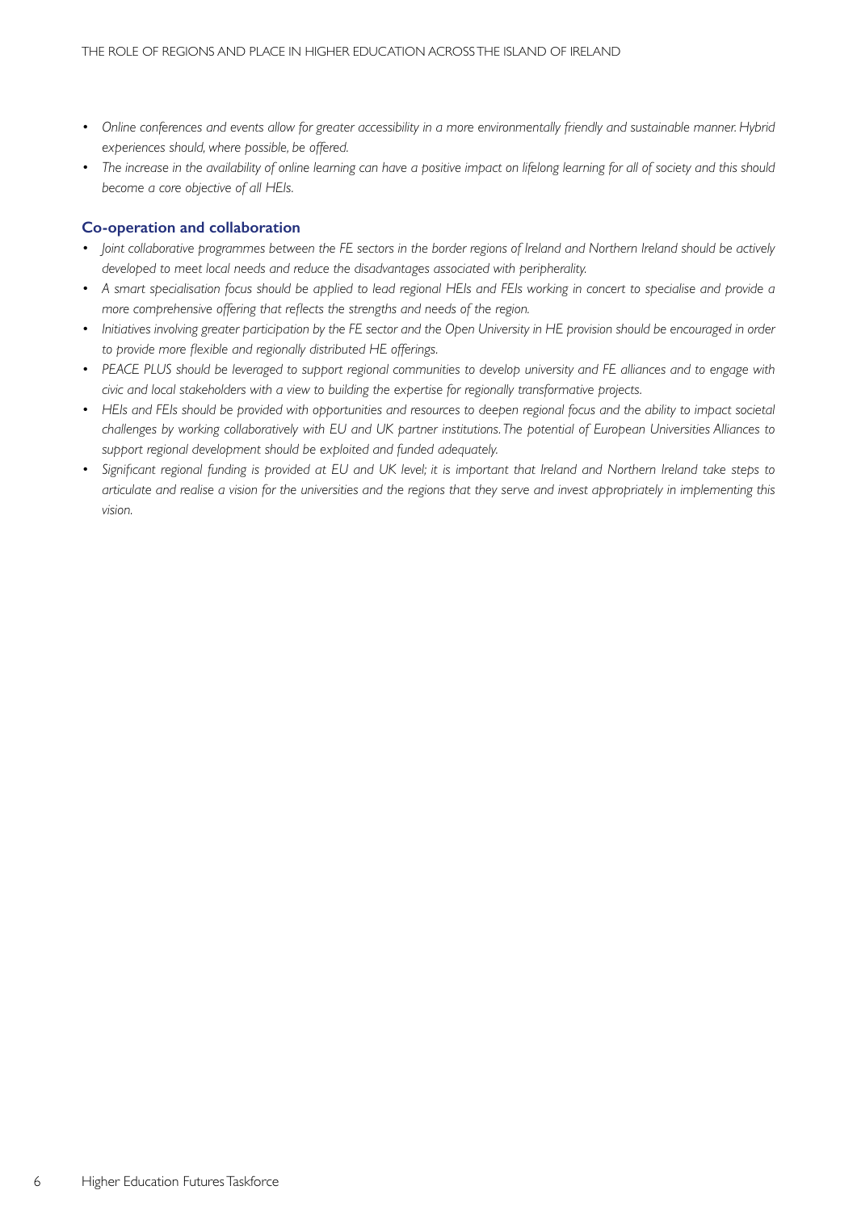- *Online conferences and events allow for greater accessibility in a more environmentally friendly and sustainable manner. Hybrid experiences should, where possible, be offered.*
- *The increase in the availability of online learning can have a positive impact on lifelong learning for all of society and this should become a core objective of all HEIs.*

### Co-operation and collaboration

- *Joint collaborative programmes between the FE sectors in the border regions of Ireland and Northern Ireland should be actively developed to meet local needs and reduce the disadvantages associated with peripherality.*
- *A smart specialisation focus should be applied to lead regional HEIs and FEIs working in concert to specialise and provide a more comprehensive offering that reflects the strengths and needs of the region.*
- *Initiatives involving greater participation by the FE sector and the Open University in HE provision should be encouraged in order to provide more flexible and regionally distributed HE offerings.*
- *PEACE PLUS should be leveraged to support regional communities to develop university and FE alliances and to engage with civic and local stakeholders with a view to building the expertise for regionally transformative projects.*
- *HEIs and FEIs should be provided with opportunities and resources to deepen regional focus and the ability to impact societal challenges by working collaboratively with EU and UK partner institutions. The potential of European Universities Alliances to support regional development should be exploited and funded adequately.*
- *Significant regional funding is provided at EU and UK level; it is important that Ireland and Northern Ireland take steps to articulate and realise a vision for the universities and the regions that they serve and invest appropriately in implementing this vision.*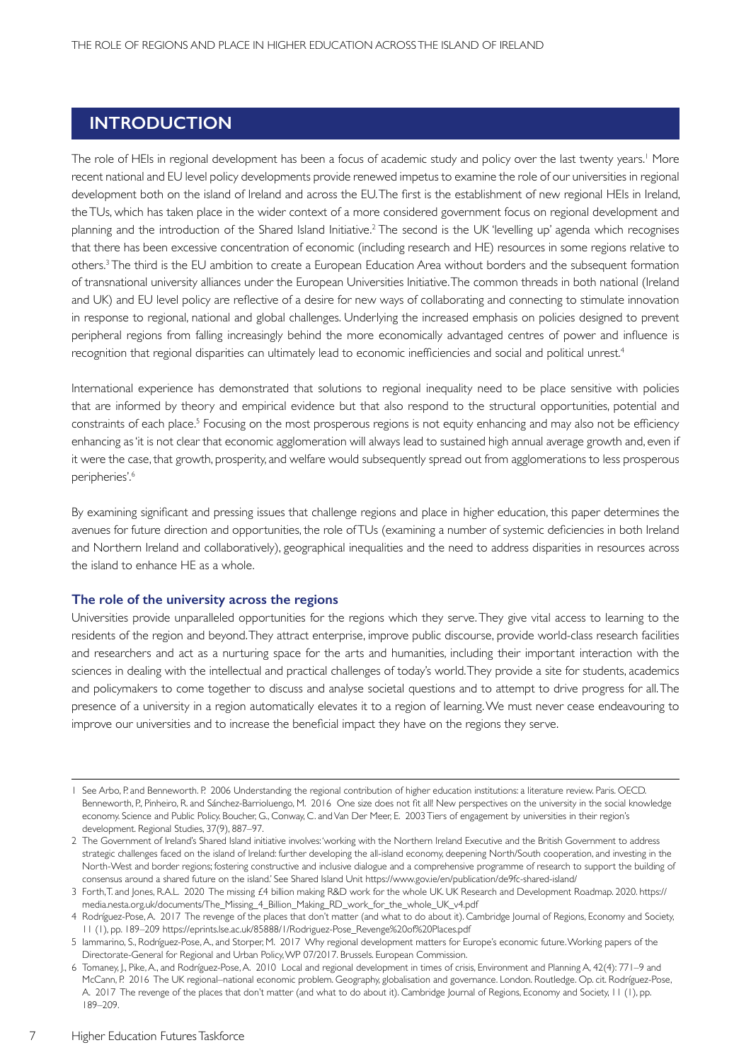## INTRODUCTION

The role of HEIs in regional development has been a focus of academic study and policy over the last twenty years.[1] More recent national and EU level policy developments provide renewed impetus to examine the role of our universities in regional development both on the island of Ireland and across the EU. The first is the establishment of new regional HEIs in Ireland, the TUs, which has taken place in the wider context of a more considered government focus on regional development and planning and the introduction of the Shared Island Initiative.[2] The second is the UK 'levelling up' agenda which recognises that there has been excessive concentration of economic (including research and HE) resources in some regions relative to others.[3] The third is the EU ambition to create a European Education Area without borders and the subsequent formation of transnational university alliances under the European Universities Initiative. The common threads in both national (Ireland and UK) and EU level policy are reflective of a desire for new ways of collaborating and connecting to stimulate innovation in response to regional, national and global challenges. Underlying the increased emphasis on policies designed to prevent peripheral regions from falling increasingly behind the more economically advantaged centres of power and influence is recognition that regional disparities can ultimately lead to economic inefficiencies and social and political unrest.[4]

International experience has demonstrated that solutions to regional inequality need to be place sensitive with policies that are informed by theory and empirical evidence but that also respond to the structural opportunities, potential and constraints of each place.[5] Focusing on the most prosperous regions is not equity enhancing and may also not be efficiency enhancing as 'it is not clear that economic agglomeration will always lead to sustained high annual average growth and, even if it were the case, that growth, prosperity, and welfare would subsequently spread out from agglomerations to less prosperous peripheries'.[6]

By examining significant and pressing issues that challenge regions and place in higher education, this paper determines the avenues for future direction and opportunities, the role of TUs (examining a number of systemic deficiencies in both Ireland and Northern Ireland and collaboratively), geographical inequalities and the need to address disparities in resources across the island to enhance HE as a whole.

### The role of the university across the regions

Universities provide unparalleled opportunities for the regions which they serve. They give vital access to learning to the residents of the region and beyond. They attract enterprise, improve public discourse, provide world-class research facilities and researchers and act as a nurturing space for the arts and humanities, including their important interaction with the sciences in dealing with the intellectual and practical challenges of today's world. They provide a site for students, academics and policymakers to come together to discuss and analyse societal questions and to attempt to drive progress for all. The presence of a university in a region automatically elevates it to a region of learning. We must never cease endeavouring to improve our universities and to increase the beneficial impact they have on the regions they serve.

---

1 See Arbo, P. and Benneworth. P. 2006 Understanding the regional contribution of higher education institutions: a literature review. Paris. OECD. Benneworth, P., Pinheiro, R. and Sánchez-Barrioluengo, M. 2016 One size does not fit all! New perspectives on the university in the social knowledge economy. Science and Public Policy. Boucher, G., Conway, C. and Van Der Meer, E. 2003 Tiers of engagement by universities in their region's development. Regional Studies, 37(9), 887–97.

2 The Government of Ireland's Shared Island initiative involves: 'working with the Northern Ireland Executive and the British Government to address strategic challenges faced on the island of Ireland: further developing the all-island economy, deepening North/South cooperation, and investing in the North-West and border regions; fostering constructive and inclusive dialogue and a comprehensive programme of research to support the building of consensus around a shared future on the island.' See Shared Island Unit https://www.gov.ie/en/publication/de9fc-shared-island/

3 Forth, T. and Jones, R.A.L. 2020 The missing £4 billion making R&D work for the whole UK. UK Research and Development Roadmap. 2020. https://media.nesta.org.uk/documents/The_Missing_4_Billion_Making_RD_work_for_the_whole_UK_v4.pdf

4 Rodríguez-Pose, A. 2017 The revenge of the places that don't matter (and what to do about it). Cambridge Journal of Regions, Economy and Society, 11 (1), pp. 189–209 https://eprints.lse.ac.uk/85888/1/Rodriguez-Pose_Revenge%20of%20Places.pdf

5 Iammarino, S., Rodríguez-Pose, A., and Storper, M. 2017 Why regional development matters for Europe's economic future. Working papers of the Directorate-General for Regional and Urban Policy, WP 07/2017. Brussels. European Commission.

6 Tomaney, J., Pike, A., and Rodríguez-Pose, A. 2010 Local and regional development in times of crisis, Environment and Planning A, 42(4): 771–9 and McCann, P. 2016 The UK regional–national economic problem. Geography, globalisation and governance. London. Routledge. Op. cit. Rodríguez-Pose, A. 2017 The revenge of the places that don't matter (and what to do about it). Cambridge Journal of Regions, Economy and Society, 11 (1), pp. 189–209.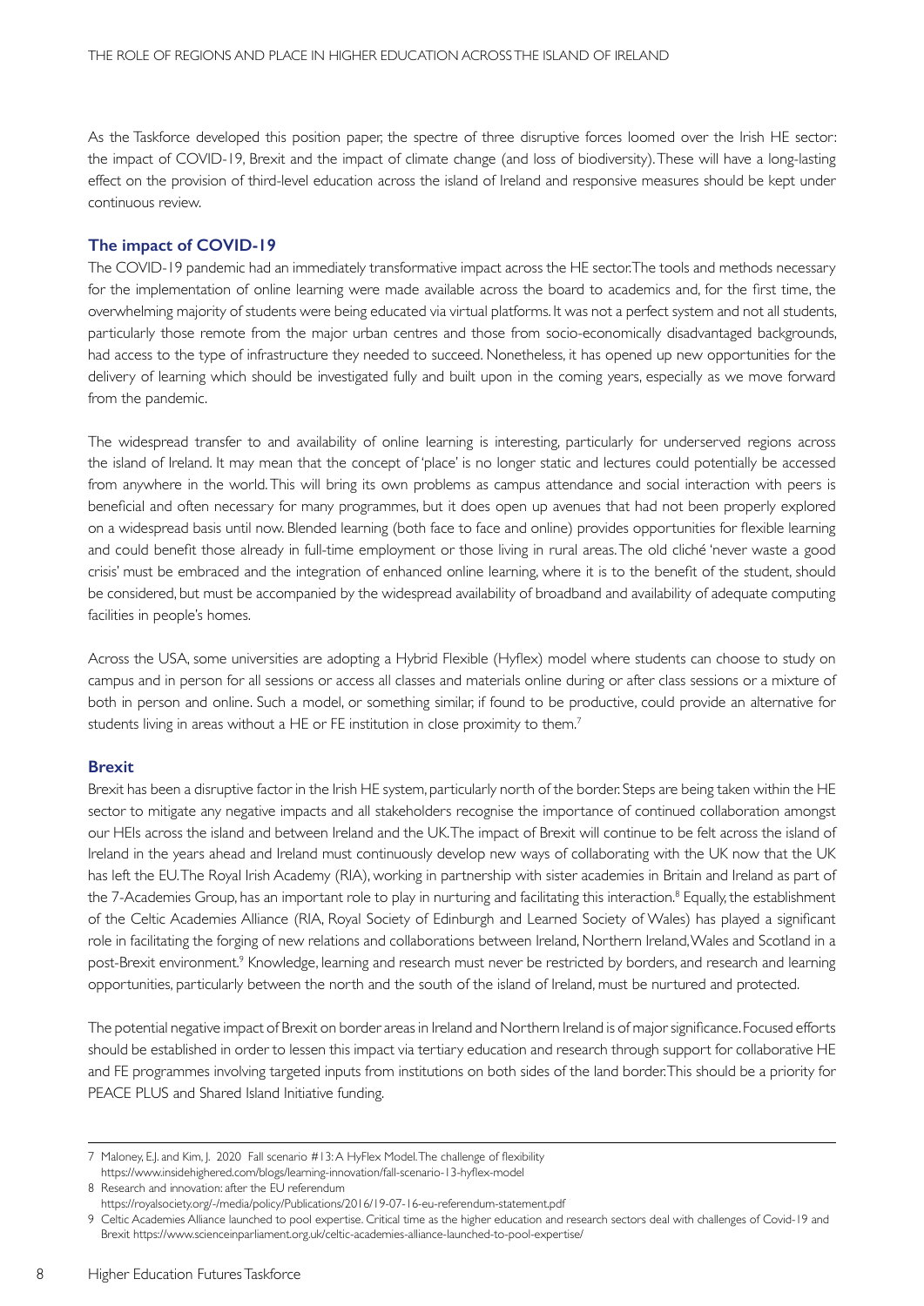As the Taskforce developed this position paper, the spectre of three disruptive forces loomed over the Irish HE sector: the impact of COVID-19, Brexit and the impact of climate change (and loss of biodiversity). These will have a long-lasting effect on the provision of third-level education across the island of Ireland and responsive measures should be kept under continuous review.

### The impact of COVID-19

The COVID-19 pandemic had an immediately transformative impact across the HE sector. The tools and methods necessary for the implementation of online learning were made available across the board to academics and, for the first time, the overwhelming majority of students were being educated via virtual platforms. It was not a perfect system and not all students, particularly those remote from the major urban centres and those from socio-economically disadvantaged backgrounds, had access to the type of infrastructure they needed to succeed. Nonetheless, it has opened up new opportunities for the delivery of learning which should be investigated fully and built upon in the coming years, especially as we move forward from the pandemic.

The widespread transfer to and availability of online learning is interesting, particularly for underserved regions across the island of Ireland. It may mean that the concept of 'place' is no longer static and lectures could potentially be accessed from anywhere in the world. This will bring its own problems as campus attendance and social interaction with peers is beneficial and often necessary for many programmes, but it does open up avenues that had not been properly explored on a widespread basis until now. Blended learning (both face to face and online) provides opportunities for flexible learning and could benefit those already in full-time employment or those living in rural areas. The old cliché 'never waste a good crisis' must be embraced and the integration of enhanced online learning, where it is to the benefit of the student, should be considered, but must be accompanied by the widespread availability of broadband and availability of adequate computing facilities in people's homes.

Across the USA, some universities are adopting a Hybrid Flexible (Hyflex) model where students can choose to study on campus and in person for all sessions or access all classes and materials online during or after class sessions or a mixture of both in person and online. Such a model, or something similar, if found to be productive, could provide an alternative for students living in areas without a HE or FE institution in close proximity to them.[7]

### Brexit

Brexit has been a disruptive factor in the Irish HE system, particularly north of the border. Steps are being taken within the HE sector to mitigate any negative impacts and all stakeholders recognise the importance of continued collaboration amongst our HEIs across the island and between Ireland and the UK. The impact of Brexit will continue to be felt across the island of Ireland in the years ahead and Ireland must continuously develop new ways of collaborating with the UK now that the UK has left the EU. The Royal Irish Academy (RIA), working in partnership with sister academies in Britain and Ireland as part of the 7-Academies Group, has an important role to play in nurturing and facilitating this interaction.[8] Equally, the establishment of the Celtic Academies Alliance (RIA, Royal Society of Edinburgh and Learned Society of Wales) has played a significant role in facilitating the forging of new relations and collaborations between Ireland, Northern Ireland, Wales and Scotland in a post-Brexit environment.[9] Knowledge, learning and research must never be restricted by borders, and research and learning opportunities, particularly between the north and the south of the island of Ireland, must be nurtured and protected.

The potential negative impact of Brexit on border areas in Ireland and Northern Ireland is of major significance. Focused efforts should be established in order to lessen this impact via tertiary education and research through support for collaborative HE and FE programmes involving targeted inputs from institutions on both sides of the land border. This should be a priority for PEACE PLUS and Shared Island Initiative funding.

---

7 Maloney, E.J. and Kim, J. 2020 Fall scenario #13: A HyFlex Model. The challenge of flexibility https://www.insidehighered.com/blogs/learning-innovation/fall-scenario-13-hyflex-model

8 Research and innovation: after the EU referendum https://royalsociety.org/-/media/policy/Publications/2016/19-07-16-eu-referendum-statement.pdf

9 Celtic Academies Alliance launched to pool expertise. Critical time as the higher education and research sectors deal with challenges of Covid-19 and Brexit https://www.scienceinparliament.org.uk/celtic-academies-alliance-launched-to-pool-expertise/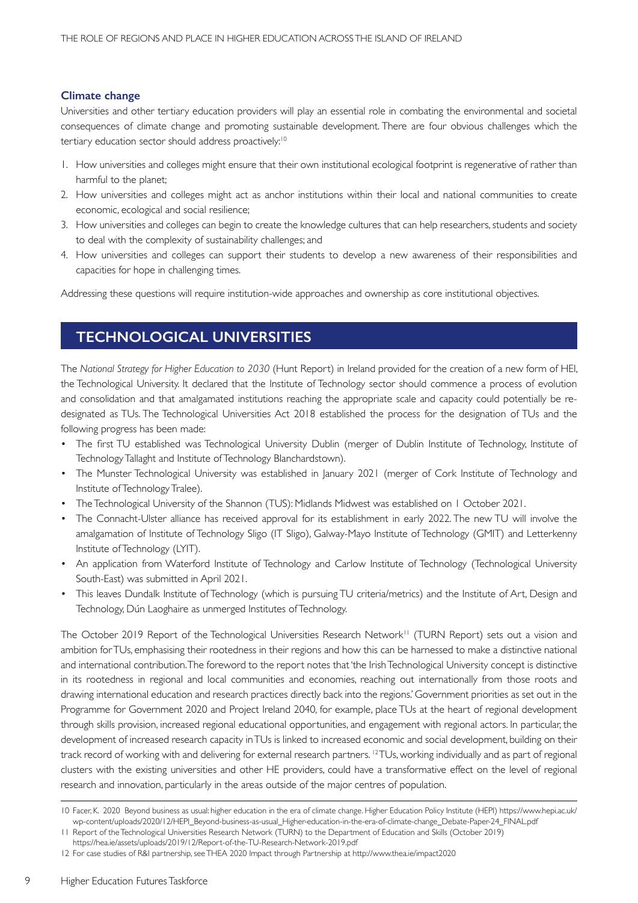### Climate change

Universities and other tertiary education providers will play an essential role in combating the environmental and societal consequences of climate change and promoting sustainable development. There are four obvious challenges which the tertiary education sector should address proactively:[10]

1. How universities and colleges might ensure that their own institutional ecological footprint is regenerative of rather than harmful to the planet;
2. How universities and colleges might act as anchor institutions within their local and national communities to create economic, ecological and social resilience;
3. How universities and colleges can begin to create the knowledge cultures that can help researchers, students and society to deal with the complexity of sustainability challenges; and
4. How universities and colleges can support their students to develop a new awareness of their responsibilities and capacities for hope in challenging times.

Addressing these questions will require institution-wide approaches and ownership as core institutional objectives.

## TECHNOLOGICAL UNIVERSITIES

The *National Strategy for Higher Education to 2030* (Hunt Report) in Ireland provided for the creation of a new form of HEI, the Technological University. It declared that the Institute of Technology sector should commence a process of evolution and consolidation and that amalgamated institutions reaching the appropriate scale and capacity could potentially be re-designated as TUs. The Technological Universities Act 2018 established the process for the designation of TUs and the following progress has been made:

- The first TU established was Technological University Dublin (merger of Dublin Institute of Technology, Institute of Technology Tallaght and Institute of Technology Blanchardstown).
- The Munster Technological University was established in January 2021 (merger of Cork Institute of Technology and Institute of Technology Tralee).
- The Technological University of the Shannon (TUS): Midlands Midwest was established on 1 October 2021.
- The Connacht-Ulster alliance has received approval for its establishment in early 2022. The new TU will involve the amalgamation of Institute of Technology Sligo (IT Sligo), Galway-Mayo Institute of Technology (GMIT) and Letterkenny Institute of Technology (LYIT).
- An application from Waterford Institute of Technology and Carlow Institute of Technology (Technological University South-East) was submitted in April 2021.
- This leaves Dundalk Institute of Technology (which is pursuing TU criteria/metrics) and the Institute of Art, Design and Technology, Dún Laoghaire as unmerged Institutes of Technology.

The October 2019 Report of the Technological Universities Research Network[11] (TURN Report) sets out a vision and ambition for TUs, emphasising their rootedness in their regions and how this can be harnessed to make a distinctive national and international contribution. The foreword to the report notes that 'the Irish Technological University concept is distinctive in its rootedness in regional and local communities and economies, reaching out internationally from those roots and drawing international education and research practices directly back into the regions.' Government priorities as set out in the Programme for Government 2020 and Project Ireland 2040, for example, place TUs at the heart of regional development through skills provision, increased regional educational opportunities, and engagement with regional actors. In particular, the development of increased research capacity in TUs is linked to increased economic and social development, building on their track record of working with and delivering for external research partners.[12] TUs, working individually and as part of regional clusters with the existing universities and other HE providers, could have a transformative effect on the level of regional research and innovation, particularly in the areas outside of the major centres of population.

---

10 Facer, K. 2020 Beyond business as usual: higher education in the era of climate change. Higher Education Policy Institute (HEPI) https://www.hepi.ac.uk/wp-content/uploads/2020/12/HEPI_Beyond-business-as-usual_Higher-education-in-the-era-of-climate-change_Debate-Paper-24_FINAL.pdf

11 Report of the Technological Universities Research Network (TURN) to the Department of Education and Skills (October 2019) https://hea.ie/assets/uploads/2019/12/Report-of-the-TU-Research-Network-2019.pdf

12 For case studies of R&I partnership, see THEA 2020 Impact through Partnership at http://www.thea.ie/impact2020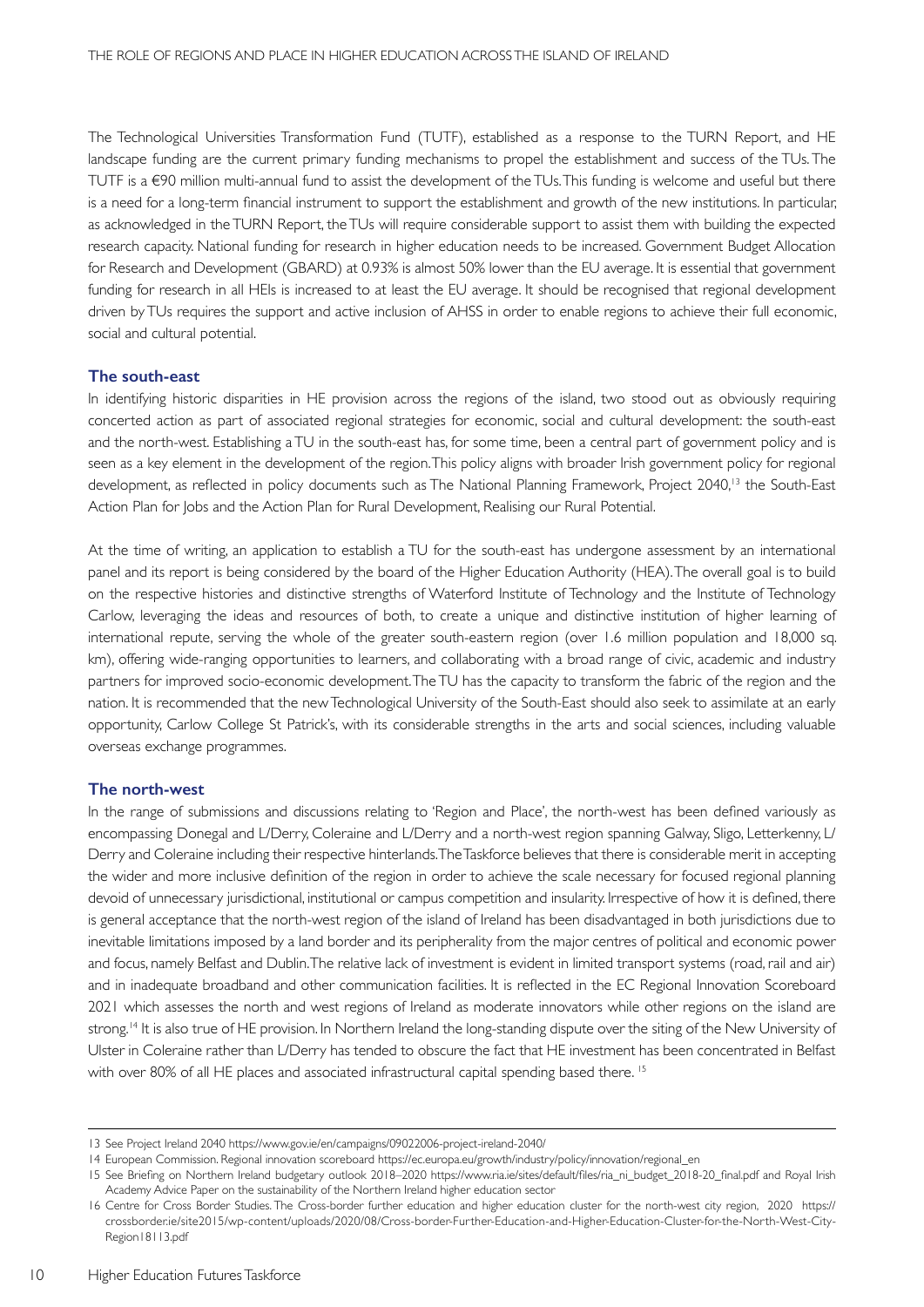The Technological Universities Transformation Fund (TUTF), established as a response to the TURN Report, and HE landscape funding are the current primary funding mechanisms to propel the establishment and success of the TUs. The TUTF is a €90 million multi-annual fund to assist the development of the TUs. This funding is welcome and useful but there is a need for a long-term financial instrument to support the establishment and growth of the new institutions. In particular, as acknowledged in the TURN Report, the TUs will require considerable support to assist them with building the expected research capacity. National funding for research in higher education needs to be increased. Government Budget Allocation for Research and Development (GBARD) at 0.93% is almost 50% lower than the EU average. It is essential that government funding for research in all HEIs is increased to at least the EU average. It should be recognised that regional development driven by TUs requires the support and active inclusion of AHSS in order to enable regions to achieve their full economic, social and cultural potential.

### The south-east

In identifying historic disparities in HE provision across the regions of the island, two stood out as obviously requiring concerted action as part of associated regional strategies for economic, social and cultural development: the south-east and the north-west. Establishing a TU in the south-east has, for some time, been a central part of government policy and is seen as a key element in the development of the region. This policy aligns with broader Irish government policy for regional development, as reflected in policy documents such as The National Planning Framework, Project 2040,[13] the South-East Action Plan for Jobs and the Action Plan for Rural Development, Realising our Rural Potential.

At the time of writing, an application to establish a TU for the south-east has undergone assessment by an international panel and its report is being considered by the board of the Higher Education Authority (HEA). The overall goal is to build on the respective histories and distinctive strengths of Waterford Institute of Technology and the Institute of Technology Carlow, leveraging the ideas and resources of both, to create a unique and distinctive institution of higher learning of international repute, serving the whole of the greater south-eastern region (over 1.6 million population and 18,000 sq. km), offering wide-ranging opportunities to learners, and collaborating with a broad range of civic, academic and industry partners for improved socio-economic development. The TU has the capacity to transform the fabric of the region and the nation. It is recommended that the new Technological University of the South-East should also seek to assimilate at an early opportunity, Carlow College St Patrick's, with its considerable strengths in the arts and social sciences, including valuable overseas exchange programmes.

### The north-west

In the range of submissions and discussions relating to 'Region and Place', the north-west has been defined variously as encompassing Donegal and L/Derry, Coleraine and L/Derry and a north-west region spanning Galway, Sligo, Letterkenny, L/Derry and Coleraine including their respective hinterlands. The Taskforce believes that there is considerable merit in accepting the wider and more inclusive definition of the region in order to achieve the scale necessary for focused regional planning devoid of unnecessary jurisdictional, institutional or campus competition and insularity. Irrespective of how it is defined, there is general acceptance that the north-west region of the island of Ireland has been disadvantaged in both jurisdictions due to inevitable limitations imposed by a land border and its peripherality from the major centres of political and economic power and focus, namely Belfast and Dublin. The relative lack of investment is evident in limited transport systems (road, rail and air) and in inadequate broadband and other communication facilities. It is reflected in the EC Regional Innovation Scoreboard 2021 which assesses the north and west regions of Ireland as moderate innovators while other regions on the island are strong.[14] It is also true of HE provision. In Northern Ireland the long-standing dispute over the siting of the New University of Ulster in Coleraine rather than L/Derry has tended to obscure the fact that HE investment has been concentrated in Belfast with over 80% of all HE places and associated infrastructural capital spending based there.[15]

---

13 See Project Ireland 2040 https://www.gov.ie/en/campaigns/09022006-project-ireland-2040/

14 European Commission. Regional innovation scoreboard https://ec.europa.eu/growth/industry/policy/innovation/regional_en

15 See Briefing on Northern Ireland budgetary outlook 2018–2020 https://www.ria.ie/sites/default/files/ria_ni_budget_2018-20_final.pdf and Royal Irish Academy Advice Paper on the sustainability of the Northern Ireland higher education sector

16 Centre for Cross Border Studies. The Cross-border further education and higher education cluster for the north-west city region, 2020 https://crossborder.ie/site2015/wp-content/uploads/2020/08/Cross-border-Further-Education-and-Higher-Education-Cluster-for-the-North-West-City-Region18113.pdf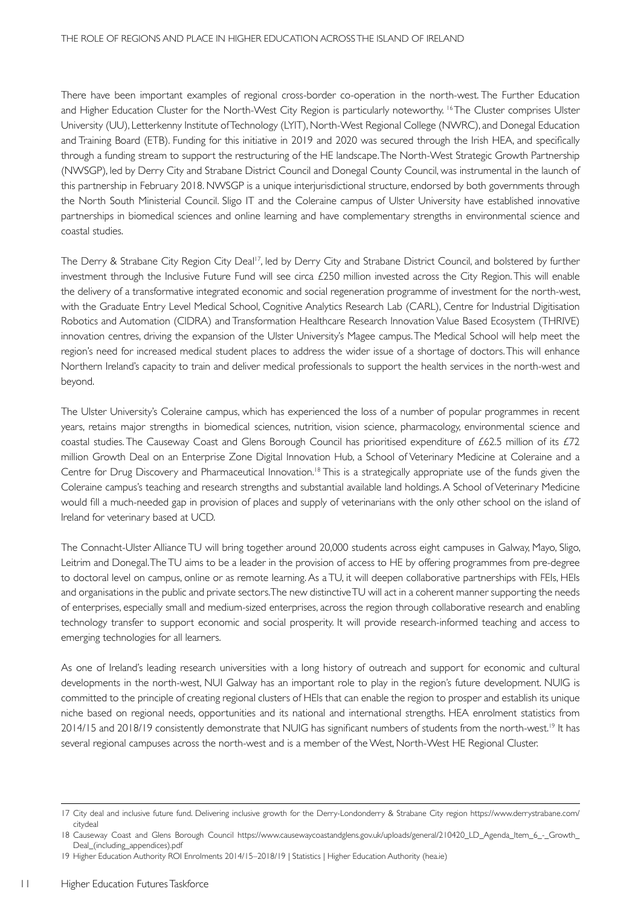There have been important examples of regional cross-border co-operation in the north-west. The Further Education and Higher Education Cluster for the North-West City Region is particularly noteworthy. [16] The Cluster comprises Ulster University (UU), Letterkenny Institute of Technology (LYIT), North-West Regional College (NWRC), and Donegal Education and Training Board (ETB). Funding for this initiative in 2019 and 2020 was secured through the Irish HEA, and specifically through a funding stream to support the restructuring of the HE landscape. The North-West Strategic Growth Partnership (NWSGP), led by Derry City and Strabane District Council and Donegal County Council, was instrumental in the launch of this partnership in February 2018. NWSGP is a unique interjurisdictional structure, endorsed by both governments through the North South Ministerial Council. Sligo IT and the Coleraine campus of Ulster University have established innovative partnerships in biomedical sciences and online learning and have complementary strengths in environmental science and coastal studies.

The Derry & Strabane City Region City Deal[17], led by Derry City and Strabane District Council, and bolstered by further investment through the Inclusive Future Fund will see circa £250 million invested across the City Region. This will enable the delivery of a transformative integrated economic and social regeneration programme of investment for the north-west, with the Graduate Entry Level Medical School, Cognitive Analytics Research Lab (CARL), Centre for Industrial Digitisation Robotics and Automation (CIDRA) and Transformation Healthcare Research Innovation Value Based Ecosystem (THRIVE) innovation centres, driving the expansion of the Ulster University's Magee campus. The Medical School will help meet the region's need for increased medical student places to address the wider issue of a shortage of doctors. This will enhance Northern Ireland's capacity to train and deliver medical professionals to support the health services in the north-west and beyond.

The Ulster University's Coleraine campus, which has experienced the loss of a number of popular programmes in recent years, retains major strengths in biomedical sciences, nutrition, vision science, pharmacology, environmental science and coastal studies. The Causeway Coast and Glens Borough Council has prioritised expenditure of £62.5 million of its £72 million Growth Deal on an Enterprise Zone Digital Innovation Hub, a School of Veterinary Medicine at Coleraine and a Centre for Drug Discovery and Pharmaceutical Innovation.[18] This is a strategically appropriate use of the funds given the Coleraine campus's teaching and research strengths and substantial available land holdings. A School of Veterinary Medicine would fill a much-needed gap in provision of places and supply of veterinarians with the only other school on the island of Ireland for veterinary based at UCD.

The Connacht-Ulster Alliance TU will bring together around 20,000 students across eight campuses in Galway, Mayo, Sligo, Leitrim and Donegal. The TU aims to be a leader in the provision of access to HE by offering programmes from pre-degree to doctoral level on campus, online or as remote learning. As a TU, it will deepen collaborative partnerships with FEIs, HEIs and organisations in the public and private sectors. The new distinctive TU will act in a coherent manner supporting the needs of enterprises, especially small and medium-sized enterprises, across the region through collaborative research and enabling technology transfer to support economic and social prosperity. It will provide research-informed teaching and access to emerging technologies for all learners.

As one of Ireland's leading research universities with a long history of outreach and support for economic and cultural developments in the north-west, NUI Galway has an important role to play in the region's future development. NUIG is committed to the principle of creating regional clusters of HEIs that can enable the region to prosper and establish its unique niche based on regional needs, opportunities and its national and international strengths. HEA enrolment statistics from 2014/15 and 2018/19 consistently demonstrate that NUIG has significant numbers of students from the north-west.[19] It has several regional campuses across the north-west and is a member of the West, North-West HE Regional Cluster.

---

17 City deal and inclusive future fund. Delivering inclusive growth for the Derry-Londonderry & Strabane City region https://www.derrystrabane.com/citydeal

18 Causeway Coast and Glens Borough Council https://www.causewaycoastandglens.gov.uk/uploads/general/210420_LD_Agenda_Item_6_-_Growth_Deal_(including_appendices).pdf

19 Higher Education Authority ROI Enrolments 2014/15–2018/19 | Statistics | Higher Education Authority (hea.ie)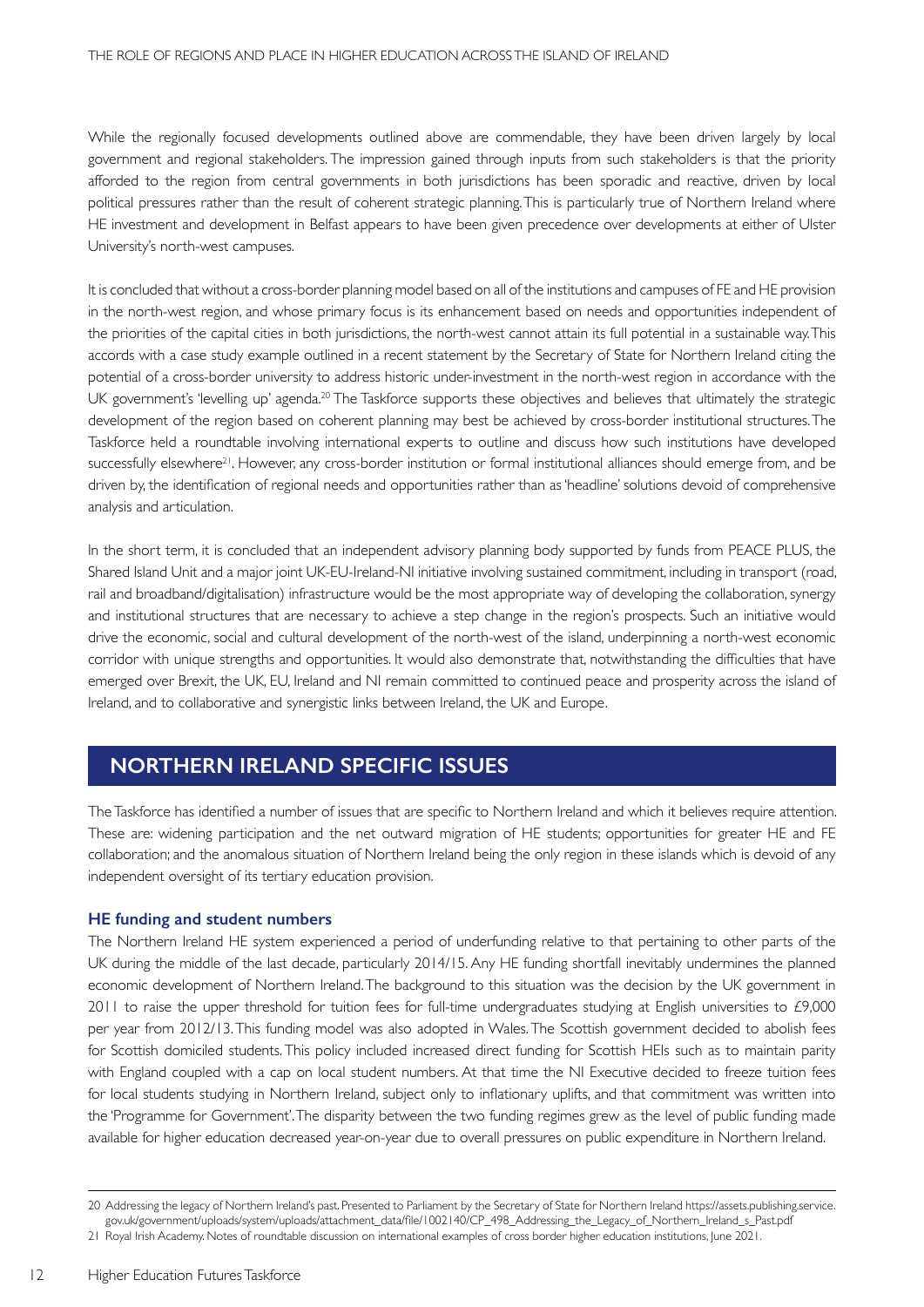While the regionally focused developments outlined above are commendable, they have been driven largely by local government and regional stakeholders. The impression gained through inputs from such stakeholders is that the priority afforded to the region from central governments in both jurisdictions has been sporadic and reactive, driven by local political pressures rather than the result of coherent strategic planning. This is particularly true of Northern Ireland where HE investment and development in Belfast appears to have been given precedence over developments at either of Ulster University's north-west campuses.

It is concluded that without a cross-border planning model based on all of the institutions and campuses of FE and HE provision in the north-west region, and whose primary focus is its enhancement based on needs and opportunities independent of the priorities of the capital cities in both jurisdictions, the north-west cannot attain its full potential in a sustainable way. This accords with a case study example outlined in a recent statement by the Secretary of State for Northern Ireland citing the potential of a cross-border university to address historic under-investment in the north-west region in accordance with the UK government's 'levelling up' agenda.[20] The Taskforce supports these objectives and believes that ultimately the strategic development of the region based on coherent planning may best be achieved by cross-border institutional structures. The Taskforce held a roundtable involving international experts to outline and discuss how such institutions have developed successfully elsewhere[21]. However, any cross-border institution or formal institutional alliances should emerge from, and be driven by, the identification of regional needs and opportunities rather than as 'headline' solutions devoid of comprehensive analysis and articulation.

In the short term, it is concluded that an independent advisory planning body supported by funds from PEACE PLUS, the Shared Island Unit and a major joint UK-EU-Ireland-NI initiative involving sustained commitment, including in transport (road, rail and broadband/digitalisation) infrastructure would be the most appropriate way of developing the collaboration, synergy and institutional structures that are necessary to achieve a step change in the region's prospects. Such an initiative would drive the economic, social and cultural development of the north-west of the island, underpinning a north-west economic corridor with unique strengths and opportunities. It would also demonstrate that, notwithstanding the difficulties that have emerged over Brexit, the UK, EU, Ireland and NI remain committed to continued peace and prosperity across the island of Ireland, and to collaborative and synergistic links between Ireland, the UK and Europe.

## NORTHERN IRELAND SPECIFIC ISSUES

The Taskforce has identified a number of issues that are specific to Northern Ireland and which it believes require attention. These are: widening participation and the net outward migration of HE students; opportunities for greater HE and FE collaboration; and the anomalous situation of Northern Ireland being the only region in these islands which is devoid of any independent oversight of its tertiary education provision.

### HE funding and student numbers

The Northern Ireland HE system experienced a period of underfunding relative to that pertaining to other parts of the UK during the middle of the last decade, particularly 2014/15. Any HE funding shortfall inevitably undermines the planned economic development of Northern Ireland. The background to this situation was the decision by the UK government in 2011 to raise the upper threshold for tuition fees for full-time undergraduates studying at English universities to £9,000 per year from 2012/13. This funding model was also adopted in Wales. The Scottish government decided to abolish fees for Scottish domiciled students. This policy included increased direct funding for Scottish HEIs such as to maintain parity with England coupled with a cap on local student numbers. At that time the NI Executive decided to freeze tuition fees for local students studying in Northern Ireland, subject only to inflationary uplifts, and that commitment was written into the 'Programme for Government'. The disparity between the two funding regimes grew as the level of public funding made available for higher education decreased year-on-year due to overall pressures on public expenditure in Northern Ireland.

---

20 Addressing the legacy of Northern Ireland's past. Presented to Parliament by the Secretary of State for Northern Ireland https://assets.publishing.service.gov.uk/government/uploads/system/uploads/attachment_data/file/1002140/CP_498_Addressing_the_Legacy_of_Northern_Ireland_s_Past.pdf

21 Royal Irish Academy. Notes of roundtable discussion on international examples of cross border higher education institutions, June 2021.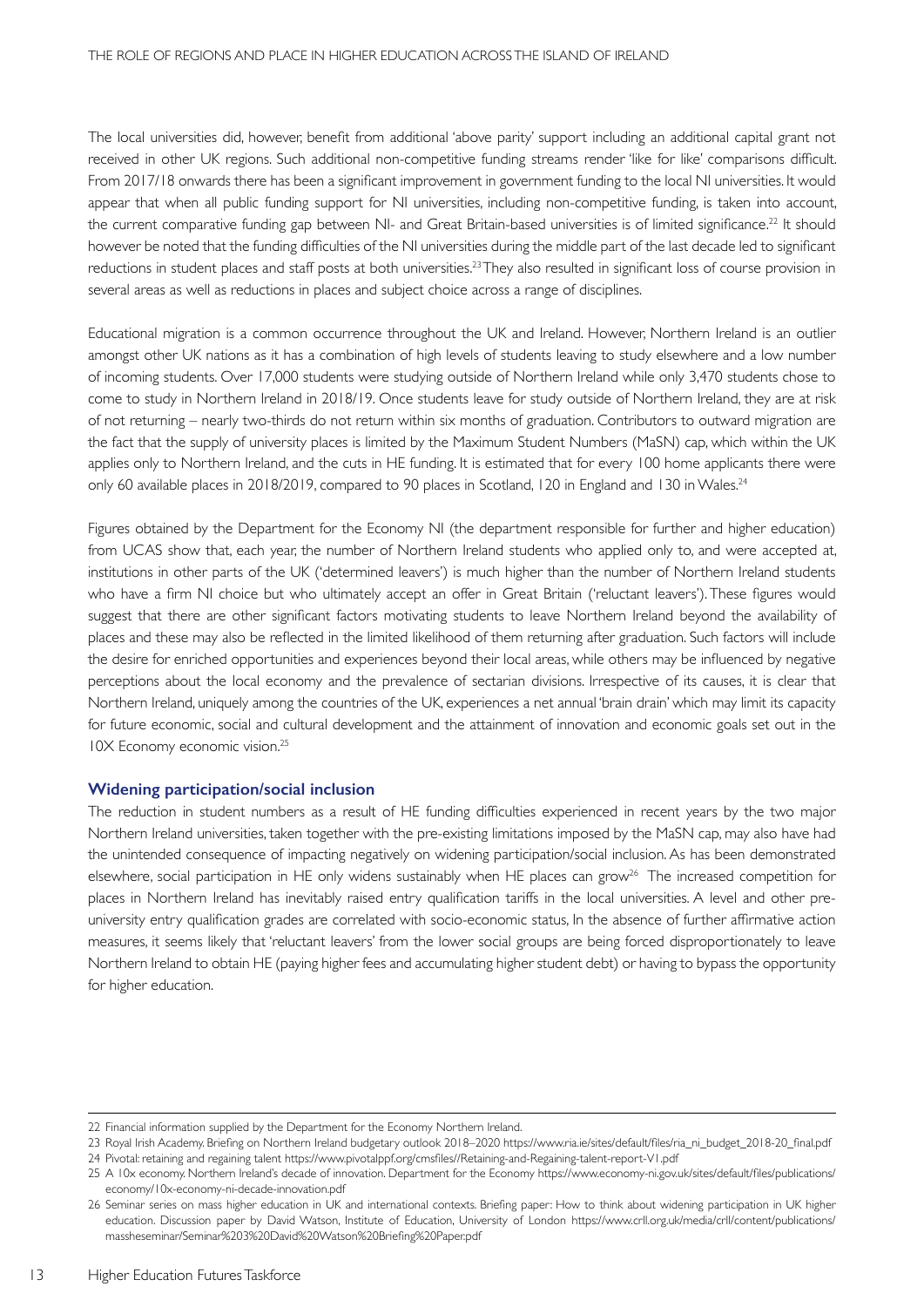The local universities did, however, benefit from additional 'above parity' support including an additional capital grant not received in other UK regions. Such additional non-competitive funding streams render 'like for like' comparisons difficult. From 2017/18 onwards there has been a significant improvement in government funding to the local NI universities. It would appear that when all public funding support for NI universities, including non-competitive funding, is taken into account, the current comparative funding gap between NI- and Great Britain-based universities is of limited significance.[22] It should however be noted that the funding difficulties of the NI universities during the middle part of the last decade led to significant reductions in student places and staff posts at both universities.[23] They also resulted in significant loss of course provision in several areas as well as reductions in places and subject choice across a range of disciplines.

Educational migration is a common occurrence throughout the UK and Ireland. However, Northern Ireland is an outlier amongst other UK nations as it has a combination of high levels of students leaving to study elsewhere and a low number of incoming students. Over 17,000 students were studying outside of Northern Ireland while only 3,470 students chose to come to study in Northern Ireland in 2018/19. Once students leave for study outside of Northern Ireland, they are at risk of not returning – nearly two-thirds do not return within six months of graduation. Contributors to outward migration are the fact that the supply of university places is limited by the Maximum Student Numbers (MaSN) cap, which within the UK applies only to Northern Ireland, and the cuts in HE funding. It is estimated that for every 100 home applicants there were only 60 available places in 2018/2019, compared to 90 places in Scotland, 120 in England and 130 in Wales.[24]

Figures obtained by the Department for the Economy NI (the department responsible for further and higher education) from UCAS show that, each year, the number of Northern Ireland students who applied only to, and were accepted at, institutions in other parts of the UK ('determined leavers') is much higher than the number of Northern Ireland students who have a firm NI choice but who ultimately accept an offer in Great Britain ('reluctant leavers'). These figures would suggest that there are other significant factors motivating students to leave Northern Ireland beyond the availability of places and these may also be reflected in the limited likelihood of them returning after graduation. Such factors will include the desire for enriched opportunities and experiences beyond their local areas, while others may be influenced by negative perceptions about the local economy and the prevalence of sectarian divisions. Irrespective of its causes, it is clear that Northern Ireland, uniquely among the countries of the UK, experiences a net annual 'brain drain' which may limit its capacity for future economic, social and cultural development and the attainment of innovation and economic goals set out in the 10X Economy economic vision.[25]

### Widening participation/social inclusion

The reduction in student numbers as a result of HE funding difficulties experienced in recent years by the two major Northern Ireland universities, taken together with the pre-existing limitations imposed by the MaSN cap, may also have had the unintended consequence of impacting negatively on widening participation/social inclusion. As has been demonstrated elsewhere, social participation in HE only widens sustainably when HE places can grow[26] The increased competition for places in Northern Ireland has inevitably raised entry qualification tariffs in the local universities. A level and other pre-university entry qualification grades are correlated with socio-economic status, In the absence of further affirmative action measures, it seems likely that 'reluctant leavers' from the lower social groups are being forced disproportionately to leave Northern Ireland to obtain HE (paying higher fees and accumulating higher student debt) or having to bypass the opportunity for higher education.

---

22 Financial information supplied by the Department for the Economy Northern Ireland.

23 Royal Irish Academy. Briefing on Northern Ireland budgetary outlook 2018–2020 https://www.ria.ie/sites/default/files/ria_ni_budget_2018-20_final.pdf

24 Pivotal: retaining and regaining talent https://www.pivotalppf.org/cmsfiles//Retaining-and-Regaining-talent-report-V1.pdf

25 A 10x economy. Northern Ireland's decade of innovation. Department for the Economy https://www.economy-ni.gov.uk/sites/default/files/publications/economy/10x-economy-ni-decade-innovation.pdf

26 Seminar series on mass higher education in UK and international contexts. Briefing paper: How to think about widening participation in UK higher education. Discussion paper by David Watson, Institute of Education, University of London https://www.crll.org.uk/media/crll/content/publications/massheseminar/Seminar%203%20David%20Watson%20Briefing%20Paper.pdf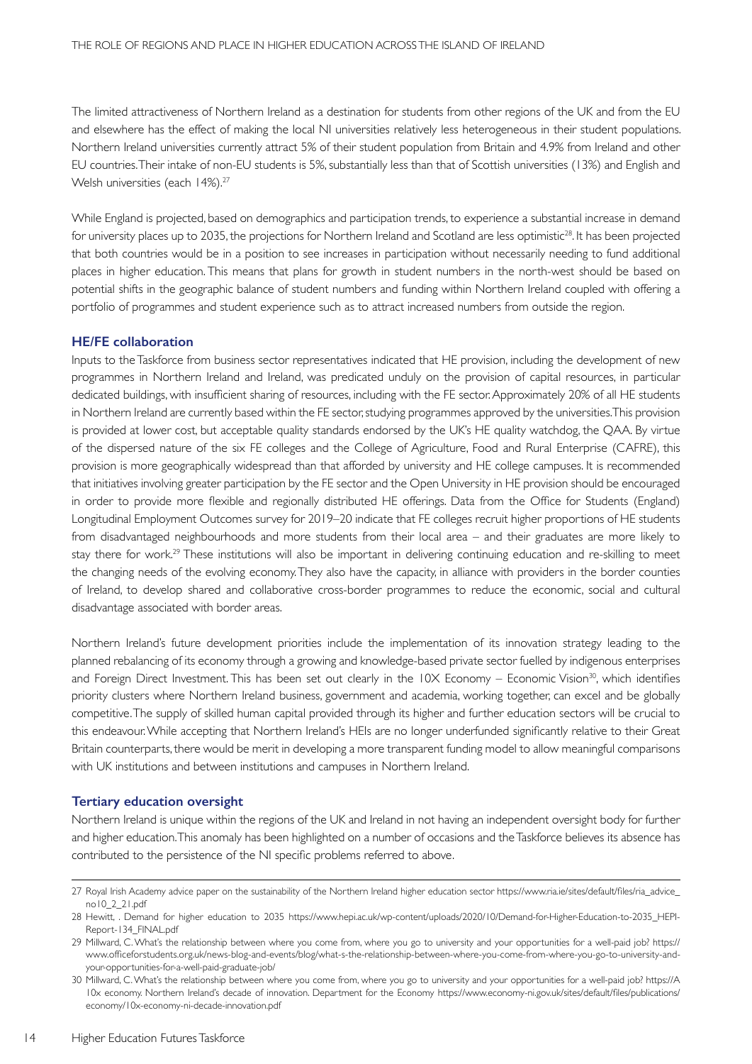The limited attractiveness of Northern Ireland as a destination for students from other regions of the UK and from the EU and elsewhere has the effect of making the local NI universities relatively less heterogeneous in their student populations. Northern Ireland universities currently attract 5% of their student population from Britain and 4.9% from Ireland and other EU countries. Their intake of non-EU students is 5%, substantially less than that of Scottish universities (13%) and English and Welsh universities (each 14%).[27]

While England is projected, based on demographics and participation trends, to experience a substantial increase in demand for university places up to 2035, the projections for Northern Ireland and Scotland are less optimistic[28]. It has been projected that both countries would be in a position to see increases in participation without necessarily needing to fund additional places in higher education. This means that plans for growth in student numbers in the north-west should be based on potential shifts in the geographic balance of student numbers and funding within Northern Ireland coupled with offering a portfolio of programmes and student experience such as to attract increased numbers from outside the region.

### HE/FE collaboration

Inputs to the Taskforce from business sector representatives indicated that HE provision, including the development of new programmes in Northern Ireland and Ireland, was predicated unduly on the provision of capital resources, in particular dedicated buildings, with insufficient sharing of resources, including with the FE sector. Approximately 20% of all HE students in Northern Ireland are currently based within the FE sector, studying programmes approved by the universities. This provision is provided at lower cost, but acceptable quality standards endorsed by the UK's HE quality watchdog, the QAA. By virtue of the dispersed nature of the six FE colleges and the College of Agriculture, Food and Rural Enterprise (CAFRE), this provision is more geographically widespread than that afforded by university and HE college campuses. It is recommended that initiatives involving greater participation by the FE sector and the Open University in HE provision should be encouraged in order to provide more flexible and regionally distributed HE offerings. Data from the Office for Students (England) Longitudinal Employment Outcomes survey for 2019–20 indicate that FE colleges recruit higher proportions of HE students from disadvantaged neighbourhoods and more students from their local area – and their graduates are more likely to stay there for work.[29] These institutions will also be important in delivering continuing education and re-skilling to meet the changing needs of the evolving economy. They also have the capacity, in alliance with providers in the border counties of Ireland, to develop shared and collaborative cross-border programmes to reduce the economic, social and cultural disadvantage associated with border areas.

Northern Ireland's future development priorities include the implementation of its innovation strategy leading to the planned rebalancing of its economy through a growing and knowledge-based private sector fuelled by indigenous enterprises and Foreign Direct Investment. This has been set out clearly in the 10X Economy – Economic Vision[30], which identifies priority clusters where Northern Ireland business, government and academia, working together, can excel and be globally competitive. The supply of skilled human capital provided through its higher and further education sectors will be crucial to this endeavour. While accepting that Northern Ireland's HEIs are no longer underfunded significantly relative to their Great Britain counterparts, there would be merit in developing a more transparent funding model to allow meaningful comparisons with UK institutions and between institutions and campuses in Northern Ireland.

### Tertiary education oversight

Northern Ireland is unique within the regions of the UK and Ireland in not having an independent oversight body for further and higher education. This anomaly has been highlighted on a number of occasions and the Taskforce believes its absence has contributed to the persistence of the NI specific problems referred to above.

---

27 Royal Irish Academy advice paper on the sustainability of the Northern Ireland higher education sector https://www.ria.ie/sites/default/files/ria_advice_no10_2_21.pdf

28 Hewitt, . Demand for higher education to 2035 https://www.hepi.ac.uk/wp-content/uploads/2020/10/Demand-for-Higher-Education-to-2035_HEPI-Report-134_FINAL.pdf

29 Millward, C. What's the relationship between where you come from, where you go to university and your opportunities for a well-paid job? https://www.officeforstudents.org.uk/news-blog-and-events/blog/what-s-the-relationship-between-where-you-come-from-where-you-go-to-university-and-your-opportunities-for-a-well-paid-graduate-job/

30 Millward, C. What's the relationship between where you come from, where you go to university and your opportunities for a well-paid job? https://A 10x economy. Northern Ireland's decade of innovation. Department for the Economy https://www.economy-ni.gov.uk/sites/default/files/publications/economy/10x-economy-ni-decade-innovation.pdf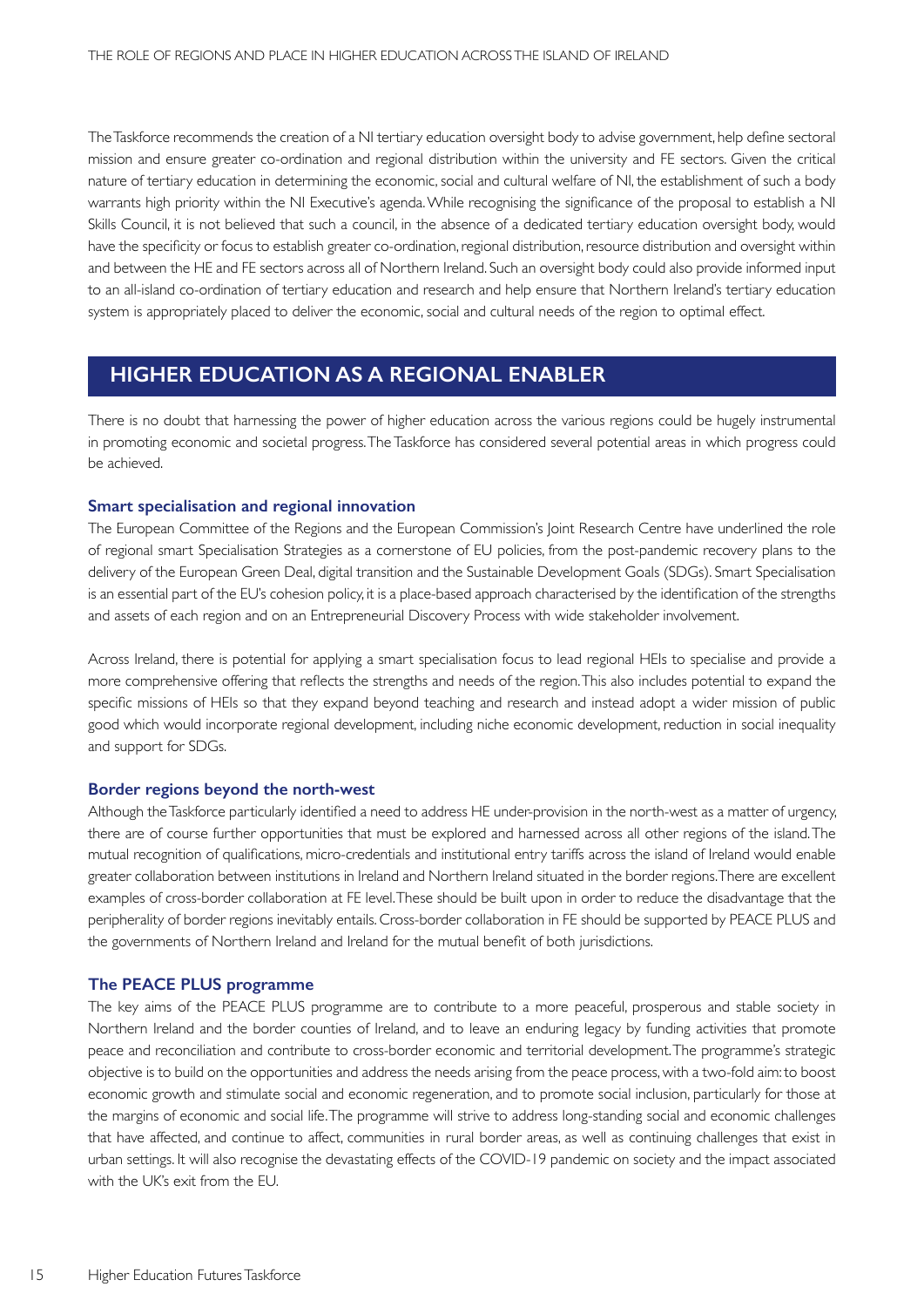The Taskforce recommends the creation of a NI tertiary education oversight body to advise government, help define sectoral mission and ensure greater co-ordination and regional distribution within the university and FE sectors. Given the critical nature of tertiary education in determining the economic, social and cultural welfare of NI, the establishment of such a body warrants high priority within the NI Executive's agenda. While recognising the significance of the proposal to establish a NI Skills Council, it is not believed that such a council, in the absence of a dedicated tertiary education oversight body, would have the specificity or focus to establish greater co-ordination, regional distribution, resource distribution and oversight within and between the HE and FE sectors across all of Northern Ireland. Such an oversight body could also provide informed input to an all-island co-ordination of tertiary education and research and help ensure that Northern Ireland's tertiary education system is appropriately placed to deliver the economic, social and cultural needs of the region to optimal effect.

## HIGHER EDUCATION AS A REGIONAL ENABLER

There is no doubt that harnessing the power of higher education across the various regions could be hugely instrumental in promoting economic and societal progress. The Taskforce has considered several potential areas in which progress could be achieved.

### Smart specialisation and regional innovation

The European Committee of the Regions and the European Commission's Joint Research Centre have underlined the role of regional smart Specialisation Strategies as a cornerstone of EU policies, from the post-pandemic recovery plans to the delivery of the European Green Deal, digital transition and the Sustainable Development Goals (SDGs). Smart Specialisation is an essential part of the EU's cohesion policy, it is a place-based approach characterised by the identification of the strengths and assets of each region and on an Entrepreneurial Discovery Process with wide stakeholder involvement.

Across Ireland, there is potential for applying a smart specialisation focus to lead regional HEIs to specialise and provide a more comprehensive offering that reflects the strengths and needs of the region. This also includes potential to expand the specific missions of HEIs so that they expand beyond teaching and research and instead adopt a wider mission of public good which would incorporate regional development, including niche economic development, reduction in social inequality and support for SDGs.

### Border regions beyond the north-west

Although the Taskforce particularly identified a need to address HE under-provision in the north-west as a matter of urgency, there are of course further opportunities that must be explored and harnessed across all other regions of the island. The mutual recognition of qualifications, micro-credentials and institutional entry tariffs across the island of Ireland would enable greater collaboration between institutions in Ireland and Northern Ireland situated in the border regions. There are excellent examples of cross-border collaboration at FE level. These should be built upon in order to reduce the disadvantage that the peripherality of border regions inevitably entails. Cross-border collaboration in FE should be supported by PEACE PLUS and the governments of Northern Ireland and Ireland for the mutual benefit of both jurisdictions.

### The PEACE PLUS programme

The key aims of the PEACE PLUS programme are to contribute to a more peaceful, prosperous and stable society in Northern Ireland and the border counties of Ireland, and to leave an enduring legacy by funding activities that promote peace and reconciliation and contribute to cross-border economic and territorial development. The programme's strategic objective is to build on the opportunities and address the needs arising from the peace process, with a two-fold aim: to boost economic growth and stimulate social and economic regeneration, and to promote social inclusion, particularly for those at the margins of economic and social life. The programme will strive to address long-standing social and economic challenges that have affected, and continue to affect, communities in rural border areas, as well as continuing challenges that exist in urban settings. It will also recognise the devastating effects of the COVID-19 pandemic on society and the impact associated with the UK's exit from the EU.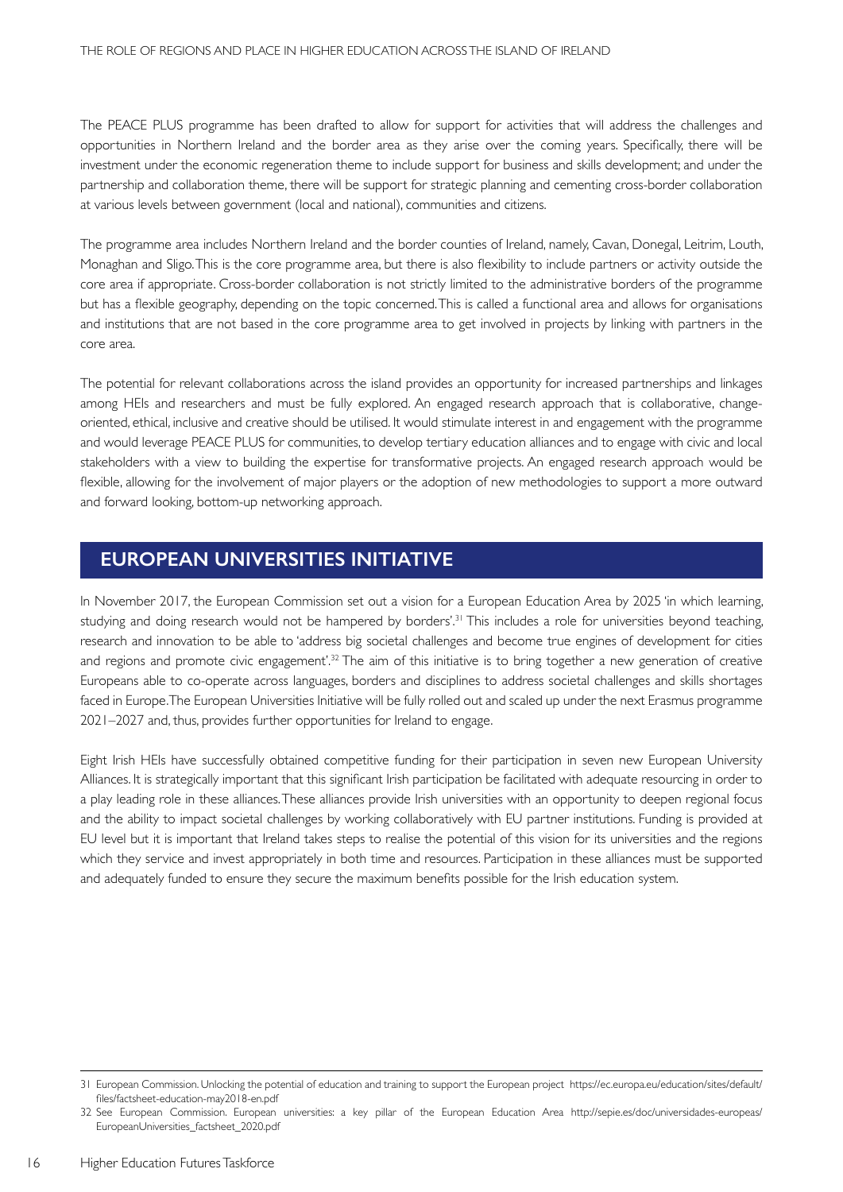The PEACE PLUS programme has been drafted to allow for support for activities that will address the challenges and opportunities in Northern Ireland and the border area as they arise over the coming years. Specifically, there will be investment under the economic regeneration theme to include support for business and skills development; and under the partnership and collaboration theme, there will be support for strategic planning and cementing cross-border collaboration at various levels between government (local and national), communities and citizens.

The programme area includes Northern Ireland and the border counties of Ireland, namely, Cavan, Donegal, Leitrim, Louth, Monaghan and Sligo. This is the core programme area, but there is also flexibility to include partners or activity outside the core area if appropriate. Cross-border collaboration is not strictly limited to the administrative borders of the programme but has a flexible geography, depending on the topic concerned. This is called a functional area and allows for organisations and institutions that are not based in the core programme area to get involved in projects by linking with partners in the core area.

The potential for relevant collaborations across the island provides an opportunity for increased partnerships and linkages among HEIs and researchers and must be fully explored. An engaged research approach that is collaborative, change-oriented, ethical, inclusive and creative should be utilised. It would stimulate interest in and engagement with the programme and would leverage PEACE PLUS for communities, to develop tertiary education alliances and to engage with civic and local stakeholders with a view to building the expertise for transformative projects. An engaged research approach would be flexible, allowing for the involvement of major players or the adoption of new methodologies to support a more outward and forward looking, bottom-up networking approach.

## EUROPEAN UNIVERSITIES INITIATIVE

In November 2017, the European Commission set out a vision for a European Education Area by 2025 'in which learning, studying and doing research would not be hampered by borders'.[31] This includes a role for universities beyond teaching, research and innovation to be able to 'address big societal challenges and become true engines of development for cities and regions and promote civic engagement'.[32] The aim of this initiative is to bring together a new generation of creative Europeans able to co-operate across languages, borders and disciplines to address societal challenges and skills shortages faced in Europe. The European Universities Initiative will be fully rolled out and scaled up under the next Erasmus programme 2021–2027 and, thus, provides further opportunities for Ireland to engage.

Eight Irish HEIs have successfully obtained competitive funding for their participation in seven new European University Alliances. It is strategically important that this significant Irish participation be facilitated with adequate resourcing in order to a play leading role in these alliances. These alliances provide Irish universities with an opportunity to deepen regional focus and the ability to impact societal challenges by working collaboratively with EU partner institutions. Funding is provided at EU level but it is important that Ireland takes steps to realise the potential of this vision for its universities and the regions which they service and invest appropriately in both time and resources. Participation in these alliances must be supported and adequately funded to ensure they secure the maximum benefits possible for the Irish education system.

---

31 European Commission. Unlocking the potential of education and training to support the European project https://ec.europa.eu/education/sites/default/files/factsheet-education-may2018-en.pdf

32 See European Commission. European universities: a key pillar of the European Education Area http://sepie.es/doc/universidades-europeas/EuropeanUniversities_factsheet_2020.pdf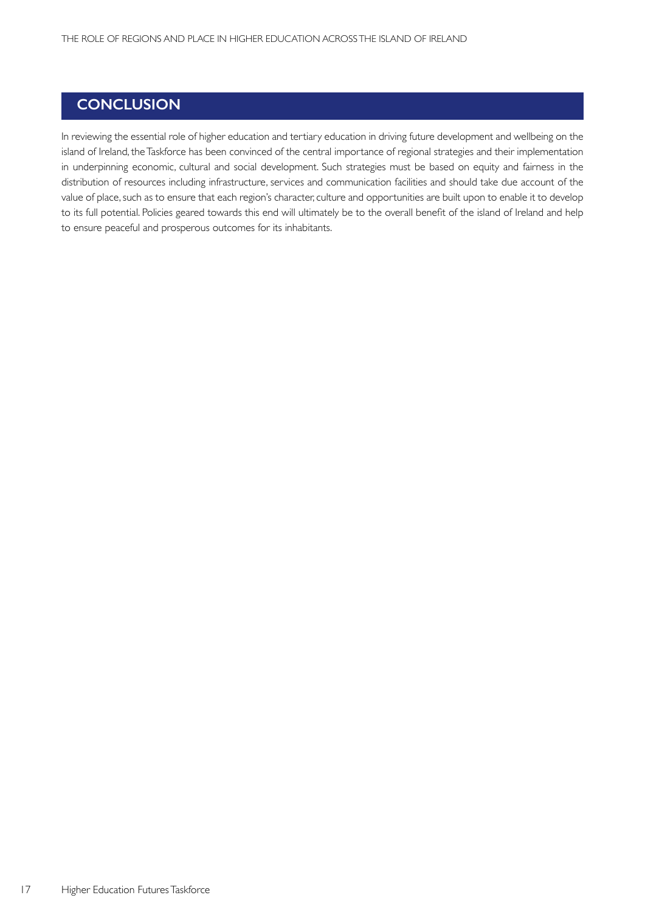## CONCLUSION

In reviewing the essential role of higher education and tertiary education in driving future development and wellbeing on the island of Ireland, the Taskforce has been convinced of the central importance of regional strategies and their implementation in underpinning economic, cultural and social development. Such strategies must be based on equity and fairness in the distribution of resources including infrastructure, services and communication facilities and should take due account of the value of place, such as to ensure that each region's character, culture and opportunities are built upon to enable it to develop to its full potential. Policies geared towards this end will ultimately be to the overall benefit of the island of Ireland and help to ensure peaceful and prosperous outcomes for its inhabitants.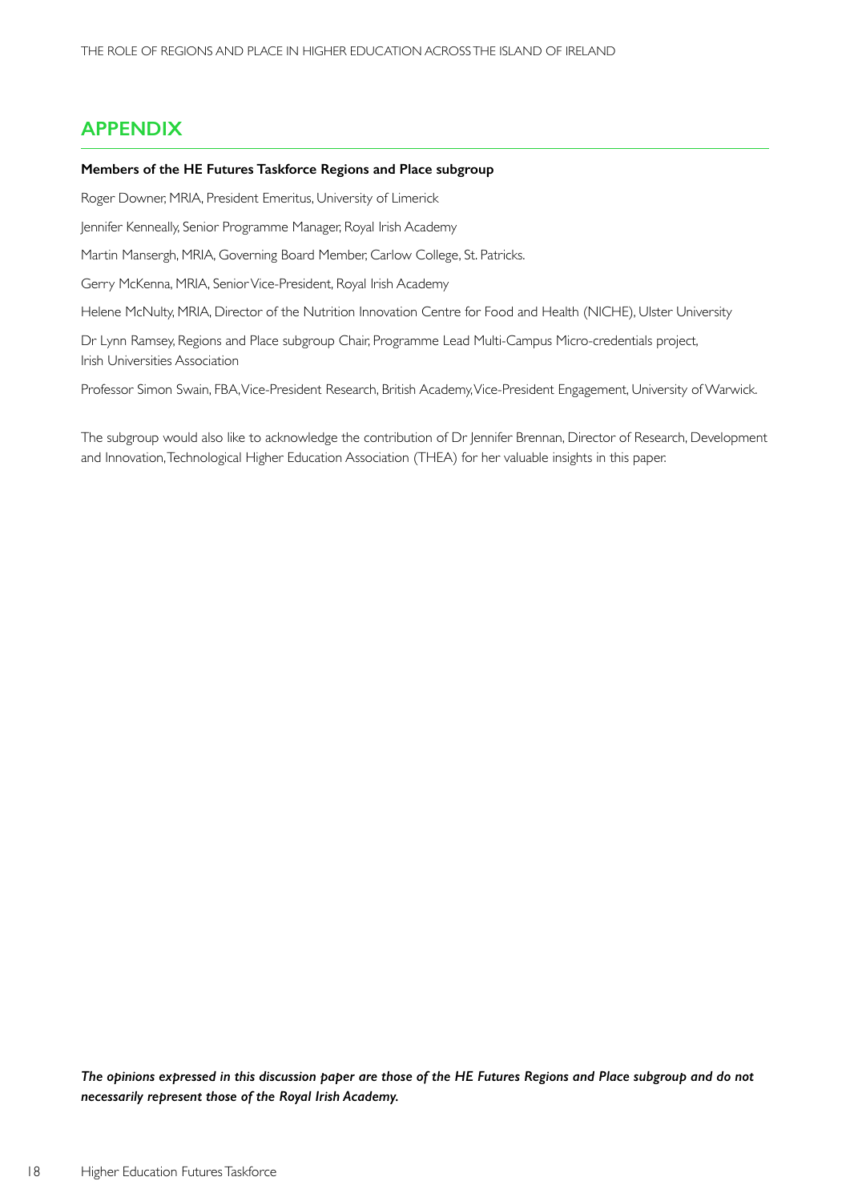## APPENDIX

**Members of the HE Futures Taskforce Regions and Place subgroup**

Roger Downer, MRIA, President Emeritus, University of Limerick

Jennifer Kenneally, Senior Programme Manager, Royal Irish Academy

Martin Mansergh, MRIA, Governing Board Member, Carlow College, St. Patricks.

Gerry McKenna, MRIA, Senior Vice-President, Royal Irish Academy

Helene McNulty, MRIA, Director of the Nutrition Innovation Centre for Food and Health (NICHE), Ulster University

Dr Lynn Ramsey, Regions and Place subgroup Chair, Programme Lead Multi-Campus Micro-credentials project, Irish Universities Association

Professor Simon Swain, FBA, Vice-President Research, British Academy, Vice-President Engagement, University of Warwick.

The subgroup would also like to acknowledge the contribution of Dr Jennifer Brennan, Director of Research, Development and Innovation, Technological Higher Education Association (THEA) for her valuable insights in this paper.

***The opinions expressed in this discussion paper are those of the HE Futures Regions and Place subgroup and do not necessarily represent those of the Royal Irish Academy.***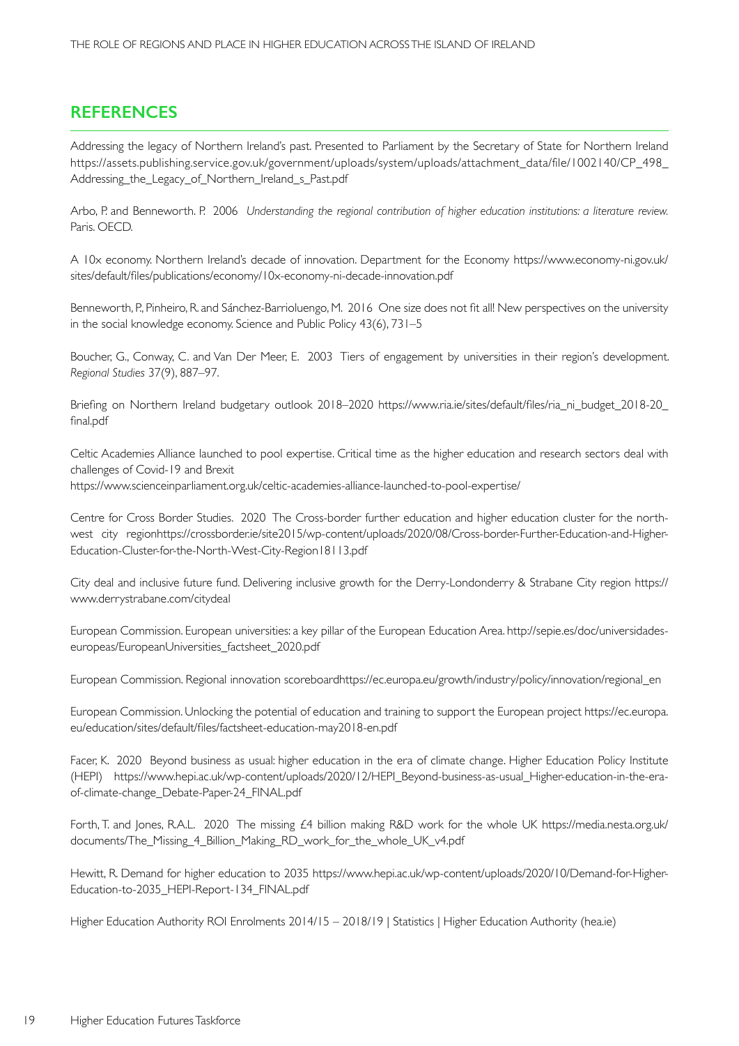## REFERENCES

Addressing the legacy of Northern Ireland's past. Presented to Parliament by the Secretary of State for Northern Ireland https://assets.publishing.service.gov.uk/government/uploads/system/uploads/attachment_data/file/1002140/CP_498_Addressing_the_Legacy_of_Northern_Ireland_s_Past.pdf

Arbo, P. and Benneworth. P. 2006 *Understanding the regional contribution of higher education institutions: a literature review.* Paris. OECD.

A 10x economy. Northern Ireland's decade of innovation. Department for the Economy https://www.economy-ni.gov.uk/sites/default/files/publications/economy/10x-economy-ni-decade-innovation.pdf

Benneworth, P., Pinheiro, R. and Sánchez-Barrioluengo, M. 2016 One size does not fit all! New perspectives on the university in the social knowledge economy. Science and Public Policy 43(6), 731–5

Boucher, G., Conway, C. and Van Der Meer, E. 2003 Tiers of engagement by universities in their region's development. *Regional Studies* 37(9), 887–97.

Briefing on Northern Ireland budgetary outlook 2018–2020 https://www.ria.ie/sites/default/files/ria_ni_budget_2018-20_final.pdf

Celtic Academies Alliance launched to pool expertise. Critical time as the higher education and research sectors deal with challenges of Covid-19 and Brexit
https://www.scienceinparliament.org.uk/celtic-academies-alliance-launched-to-pool-expertise/

Centre for Cross Border Studies. 2020 The Cross-border further education and higher education cluster for the north-west city regionhttps://crossborder.ie/site2015/wp-content/uploads/2020/08/Cross-border-Further-Education-and-Higher-Education-Cluster-for-the-North-West-City-Region18113.pdf

City deal and inclusive future fund. Delivering inclusive growth for the Derry-Londonderry & Strabane City region https://www.derrystrabane.com/citydeal

European Commission. European universities: a key pillar of the European Education Area. http://sepie.es/doc/universidades-europeas/EuropeanUniversities_factsheet_2020.pdf

European Commission. Regional innovation scoreboardhttps://ec.europa.eu/growth/industry/policy/innovation/regional_en

European Commission. Unlocking the potential of education and training to support the European project https://ec.europa.eu/education/sites/default/files/factsheet-education-may2018-en.pdf

Facer, K. 2020 Beyond business as usual: higher education in the era of climate change. Higher Education Policy Institute (HEPI) https://www.hepi.ac.uk/wp-content/uploads/2020/12/HEPI_Beyond-business-as-usual_Higher-education-in-the-era-of-climate-change_Debate-Paper-24_FINAL.pdf

Forth, T. and Jones, R.A.L. 2020 The missing £4 billion making R&D work for the whole UK https://media.nesta.org.uk/documents/The_Missing_4_Billion_Making_RD_work_for_the_whole_UK_v4.pdf

Hewitt, R. Demand for higher education to 2035 https://www.hepi.ac.uk/wp-content/uploads/2020/10/Demand-for-Higher-Education-to-2035_HEPI-Report-134_FINAL.pdf

Higher Education Authority ROI Enrolments 2014/15 – 2018/19 | Statistics | Higher Education Authority (hea.ie)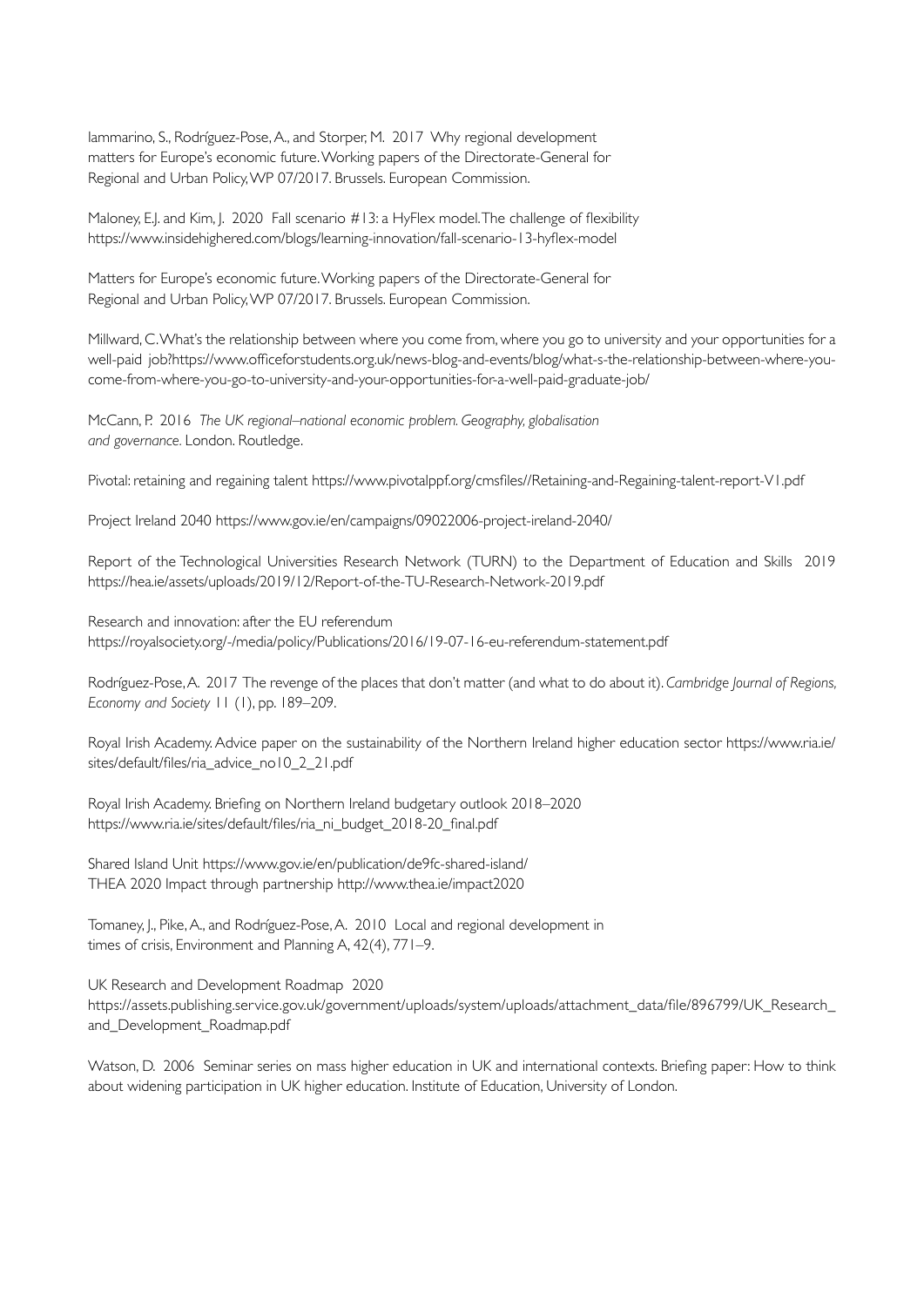Iammarino, S., Rodríguez-Pose, A., and Storper, M. 2017 Why regional development matters for Europe's economic future. Working papers of the Directorate-General for Regional and Urban Policy, WP 07/2017. Brussels. European Commission.

Maloney, E.J. and Kim, J. 2020 Fall scenario #13: a HyFlex model. The challenge of flexibility https://www.insidehighered.com/blogs/learning-innovation/fall-scenario-13-hyflex-model

Matters for Europe's economic future. Working papers of the Directorate-General for Regional and Urban Policy, WP 07/2017. Brussels. European Commission.

Millward, C. What's the relationship between where you come from, where you go to university and your opportunities for a well-paid job?https://www.officeforstudents.org.uk/news-blog-and-events/blog/what-s-the-relationship-between-where-you-come-from-where-you-go-to-university-and-your-opportunities-for-a-well-paid-graduate-job/

McCann, P. 2016 *The UK regional–national economic problem. Geography, globalisation and governance.* London. Routledge.

Pivotal: retaining and regaining talent https://www.pivotalppf.org/cmsfiles//Retaining-and-Regaining-talent-report-V1.pdf

Project Ireland 2040 https://www.gov.ie/en/campaigns/09022006-project-ireland-2040/

Report of the Technological Universities Research Network (TURN) to the Department of Education and Skills 2019 https://hea.ie/assets/uploads/2019/12/Report-of-the-TU-Research-Network-2019.pdf

Research and innovation: after the EU referendum https://royalsociety.org/-/media/policy/Publications/2016/19-07-16-eu-referendum-statement.pdf

Rodríguez-Pose, A. 2017 The revenge of the places that don't matter (and what to do about it). *Cambridge Journal of Regions, Economy and Society* 11 (1), pp. 189–209.

Royal Irish Academy. Advice paper on the sustainability of the Northern Ireland higher education sector https://www.ria.ie/sites/default/files/ria_advice_no10_2_21.pdf

Royal Irish Academy. Briefing on Northern Ireland budgetary outlook 2018–2020 https://www.ria.ie/sites/default/files/ria_ni_budget_2018-20_final.pdf

Shared Island Unit https://www.gov.ie/en/publication/de9fc-shared-island/
THEA 2020 Impact through partnership http://www.thea.ie/impact2020

Tomaney, J., Pike, A., and Rodríguez-Pose, A. 2010 Local and regional development in times of crisis, Environment and Planning A, 42(4), 771–9.

UK Research and Development Roadmap 2020 https://assets.publishing.service.gov.uk/government/uploads/system/uploads/attachment_data/file/896799/UK_Research_and_Development_Roadmap.pdf

Watson, D. 2006 Seminar series on mass higher education in UK and international contexts. Briefing paper: How to think about widening participation in UK higher education. Institute of Education, University of London.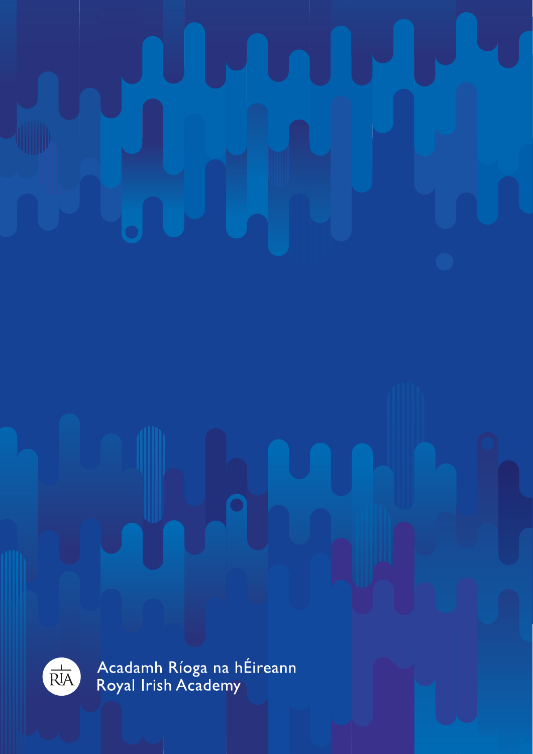Acadamh Ríoga na hÉireann
Royal Irish Academy